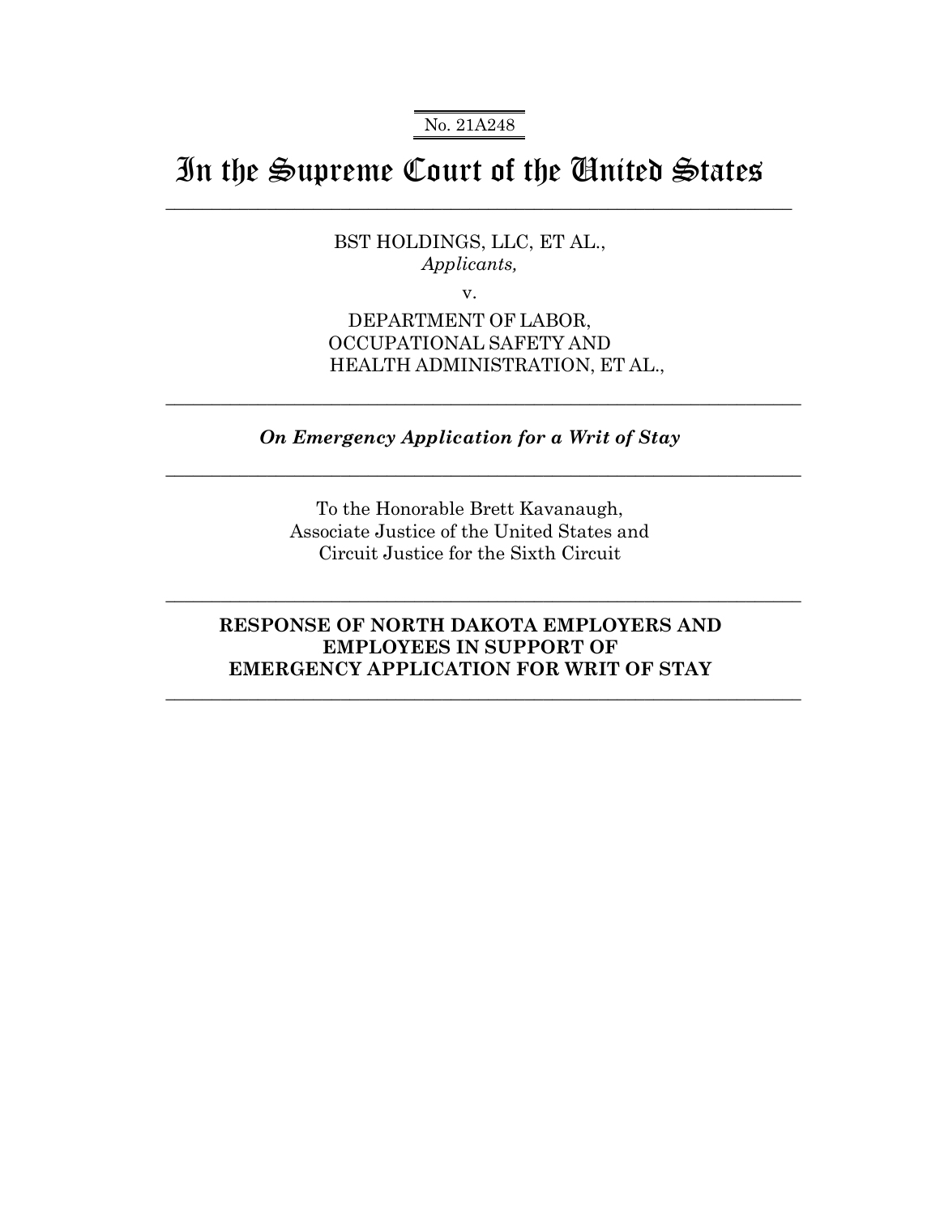No. 21A248

# In the Supreme Court of the United States

BST HOLDINGS, LLC, ET AL.,
*Applicants,*

v.

DEPARTMENT OF LABOR,
OCCUPATIONAL SAFETY AND
HEALTH ADMINISTRATION, ET AL.,

---

***On Emergency Application for a Writ of Stay***

---

To the Honorable Brett Kavanaugh,
Associate Justice of the United States and
Circuit Justice for the Sixth Circuit

---

**RESPONSE OF NORTH DAKOTA EMPLOYERS AND EMPLOYEES IN SUPPORT OF EMERGENCY APPLICATION FOR WRIT OF STAY**

---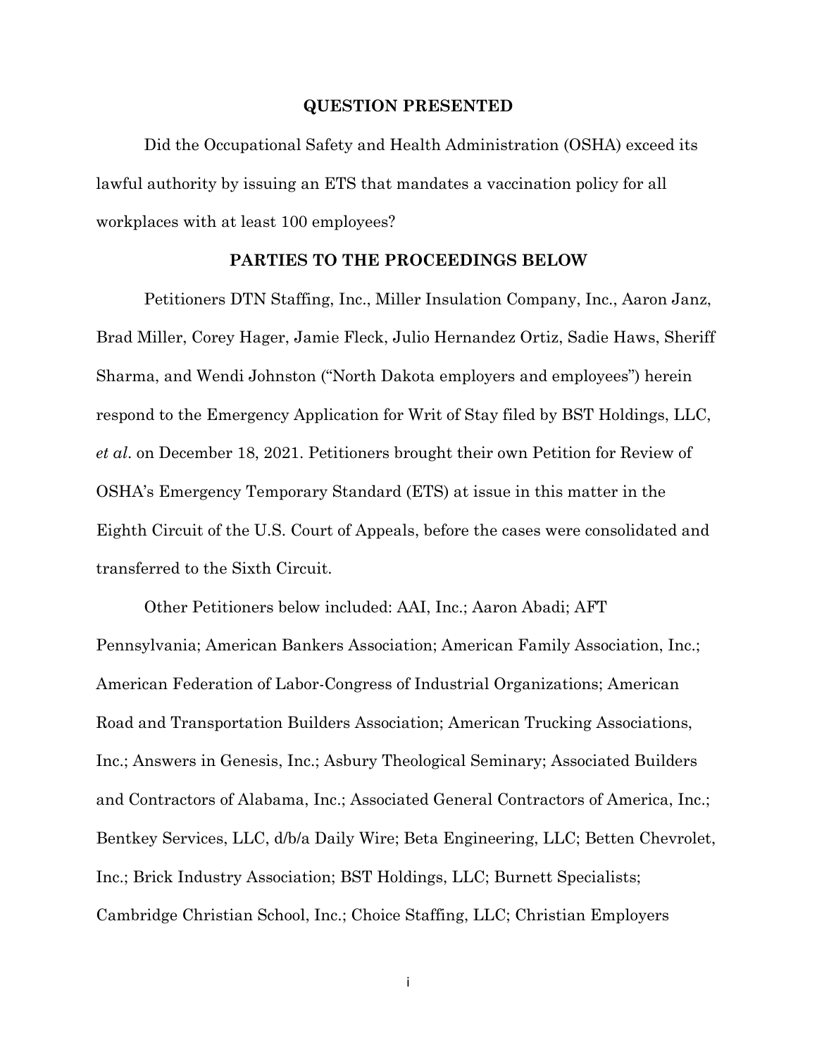## QUESTION PRESENTED

Did the Occupational Safety and Health Administration (OSHA) exceed its lawful authority by issuing an ETS that mandates a vaccination policy for all workplaces with at least 100 employees?

## PARTIES TO THE PROCEEDINGS BELOW

Petitioners DTN Staffing, Inc., Miller Insulation Company, Inc., Aaron Janz, Brad Miller, Corey Hager, Jamie Fleck, Julio Hernandez Ortiz, Sadie Haws, Sheriff Sharma, and Wendi Johnston ("North Dakota employers and employees") herein respond to the Emergency Application for Writ of Stay filed by BST Holdings, LLC, *et al*. on December 18, 2021. Petitioners brought their own Petition for Review of OSHA's Emergency Temporary Standard (ETS) at issue in this matter in the Eighth Circuit of the U.S. Court of Appeals, before the cases were consolidated and transferred to the Sixth Circuit.

Other Petitioners below included: AAI, Inc.; Aaron Abadi; AFT Pennsylvania; American Bankers Association; American Family Association, Inc.; American Federation of Labor-Congress of Industrial Organizations; American Road and Transportation Builders Association; American Trucking Associations, Inc.; Answers in Genesis, Inc.; Asbury Theological Seminary; Associated Builders and Contractors of Alabama, Inc.; Associated General Contractors of America, Inc.; Bentkey Services, LLC, d/b/a Daily Wire; Beta Engineering, LLC; Betten Chevrolet, Inc.; Brick Industry Association; BST Holdings, LLC; Burnett Specialists; Cambridge Christian School, Inc.; Choice Staffing, LLC; Christian Employers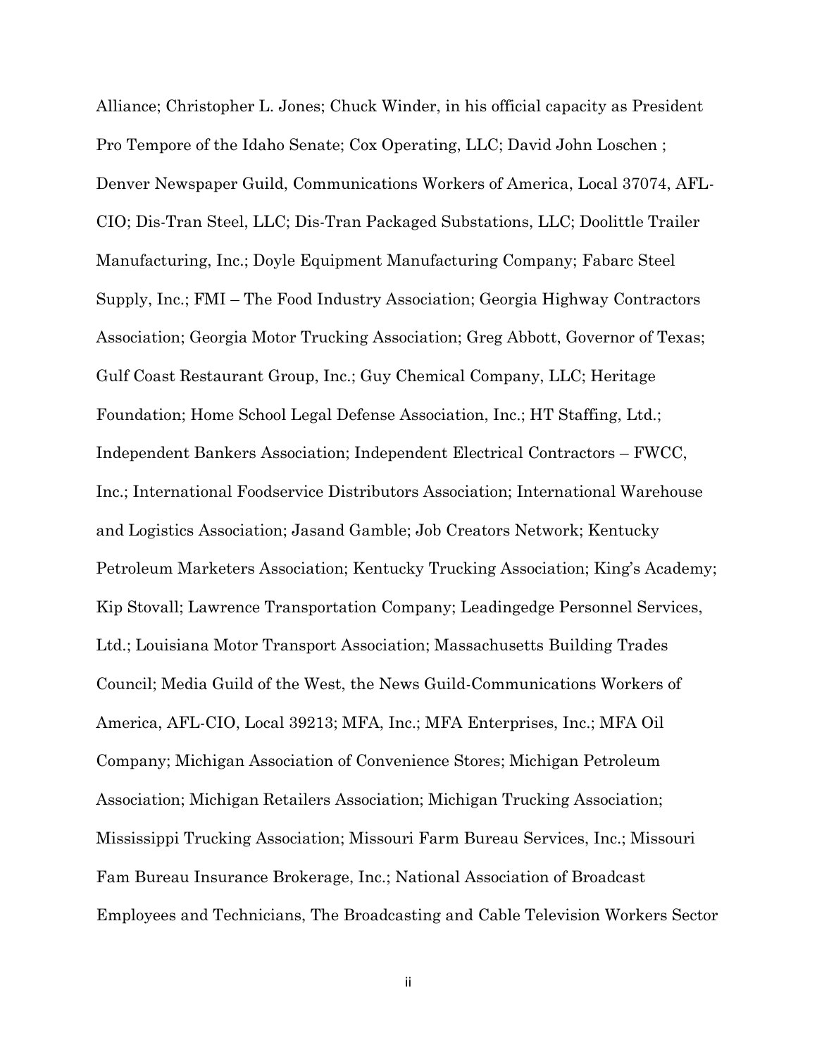Alliance; Christopher L. Jones; Chuck Winder, in his official capacity as President Pro Tempore of the Idaho Senate; Cox Operating, LLC; David John Loschen ; Denver Newspaper Guild, Communications Workers of America, Local 37074, AFL-CIO; Dis-Tran Steel, LLC; Dis-Tran Packaged Substations, LLC; Doolittle Trailer Manufacturing, Inc.; Doyle Equipment Manufacturing Company; Fabarc Steel Supply, Inc.; FMI – The Food Industry Association; Georgia Highway Contractors Association; Georgia Motor Trucking Association; Greg Abbott, Governor of Texas; Gulf Coast Restaurant Group, Inc.; Guy Chemical Company, LLC; Heritage Foundation; Home School Legal Defense Association, Inc.; HT Staffing, Ltd.; Independent Bankers Association; Independent Electrical Contractors – FWCC, Inc.; International Foodservice Distributors Association; International Warehouse and Logistics Association; Jasand Gamble; Job Creators Network; Kentucky Petroleum Marketers Association; Kentucky Trucking Association; King's Academy; Kip Stovall; Lawrence Transportation Company; Leadingedge Personnel Services, Ltd.; Louisiana Motor Transport Association; Massachusetts Building Trades Council; Media Guild of the West, the News Guild-Communications Workers of America, AFL-CIO, Local 39213; MFA, Inc.; MFA Enterprises, Inc.; MFA Oil Company; Michigan Association of Convenience Stores; Michigan Petroleum Association; Michigan Retailers Association; Michigan Trucking Association; Mississippi Trucking Association; Missouri Farm Bureau Services, Inc.; Missouri Fam Bureau Insurance Brokerage, Inc.; National Association of Broadcast Employees and Technicians, The Broadcasting and Cable Television Workers Sector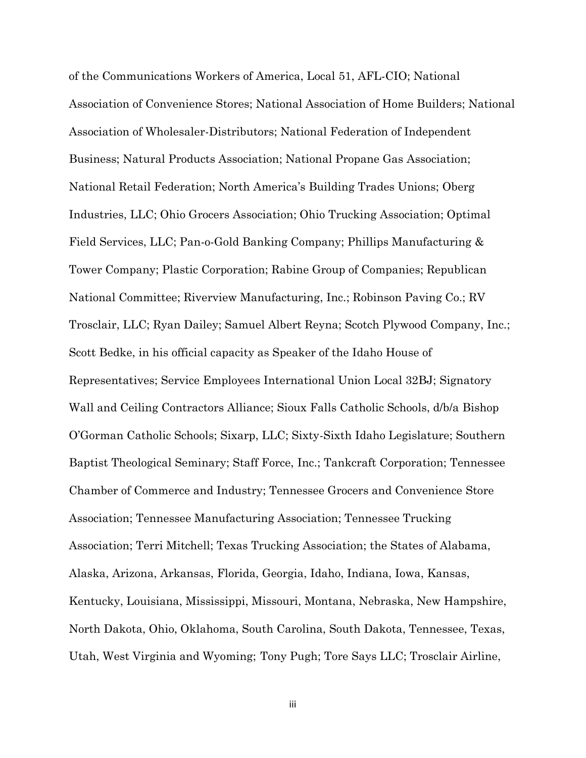of the Communications Workers of America, Local 51, AFL-CIO; National Association of Convenience Stores; National Association of Home Builders; National Association of Wholesaler-Distributors; National Federation of Independent Business; Natural Products Association; National Propane Gas Association; National Retail Federation; North America's Building Trades Unions; Oberg Industries, LLC; Ohio Grocers Association; Ohio Trucking Association; Optimal Field Services, LLC; Pan-o-Gold Banking Company; Phillips Manufacturing & Tower Company; Plastic Corporation; Rabine Group of Companies; Republican National Committee; Riverview Manufacturing, Inc.; Robinson Paving Co.; RV Trosclair, LLC; Ryan Dailey; Samuel Albert Reyna; Scotch Plywood Company, Inc.; Scott Bedke, in his official capacity as Speaker of the Idaho House of Representatives; Service Employees International Union Local 32BJ; Signatory Wall and Ceiling Contractors Alliance; Sioux Falls Catholic Schools, d/b/a Bishop O'Gorman Catholic Schools; Sixarp, LLC; Sixty-Sixth Idaho Legislature; Southern Baptist Theological Seminary; Staff Force, Inc.; Tankcraft Corporation; Tennessee Chamber of Commerce and Industry; Tennessee Grocers and Convenience Store Association; Tennessee Manufacturing Association; Tennessee Trucking Association; Terri Mitchell; Texas Trucking Association; the States of Alabama, Alaska, Arizona, Arkansas, Florida, Georgia, Idaho, Indiana, Iowa, Kansas, Kentucky, Louisiana, Mississippi, Missouri, Montana, Nebraska, New Hampshire, North Dakota, Ohio, Oklahoma, South Carolina, South Dakota, Tennessee, Texas, Utah, West Virginia and Wyoming; Tony Pugh; Tore Says LLC; Trosclair Airline,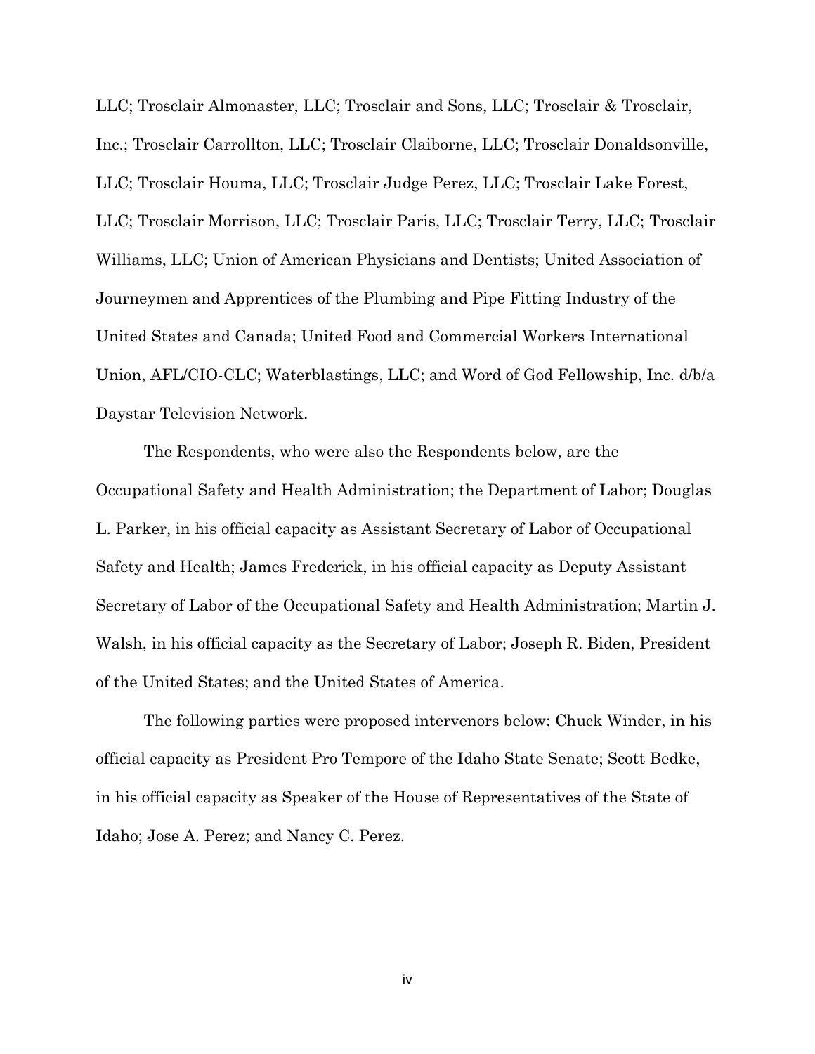LLC; Trosclair Almonaster, LLC; Trosclair and Sons, LLC; Trosclair & Trosclair, Inc.; Trosclair Carrollton, LLC; Trosclair Claiborne, LLC; Trosclair Donaldsonville, LLC; Trosclair Houma, LLC; Trosclair Judge Perez, LLC; Trosclair Lake Forest, LLC; Trosclair Morrison, LLC; Trosclair Paris, LLC; Trosclair Terry, LLC; Trosclair Williams, LLC; Union of American Physicians and Dentists; United Association of Journeymen and Apprentices of the Plumbing and Pipe Fitting Industry of the United States and Canada; United Food and Commercial Workers International Union, AFL/CIO-CLC; Waterblastings, LLC; and Word of God Fellowship, Inc. d/b/a Daystar Television Network.

The Respondents, who were also the Respondents below, are the Occupational Safety and Health Administration; the Department of Labor; Douglas L. Parker, in his official capacity as Assistant Secretary of Labor of Occupational Safety and Health; James Frederick, in his official capacity as Deputy Assistant Secretary of Labor of the Occupational Safety and Health Administration; Martin J. Walsh, in his official capacity as the Secretary of Labor; Joseph R. Biden, President of the United States; and the United States of America.

The following parties were proposed intervenors below: Chuck Winder, in his official capacity as President Pro Tempore of the Idaho State Senate; Scott Bedke, in his official capacity as Speaker of the House of Representatives of the State of Idaho; Jose A. Perez; and Nancy C. Perez.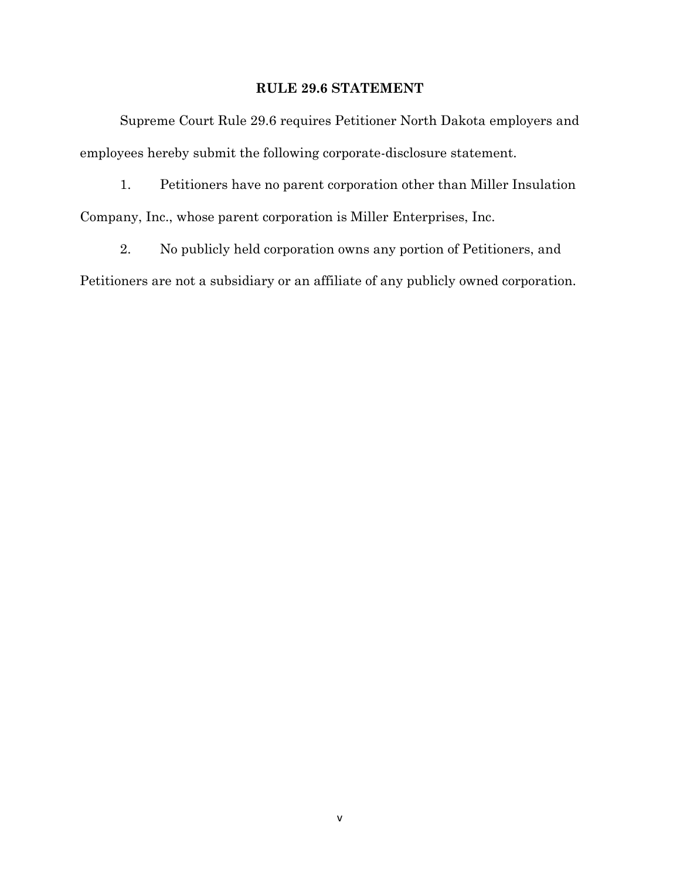## RULE 29.6 STATEMENT

Supreme Court Rule 29.6 requires Petitioner North Dakota employers and employees hereby submit the following corporate-disclosure statement.

1. Petitioners have no parent corporation other than Miller Insulation Company, Inc., whose parent corporation is Miller Enterprises, Inc.

2. No publicly held corporation owns any portion of Petitioners, and Petitioners are not a subsidiary or an affiliate of any publicly owned corporation.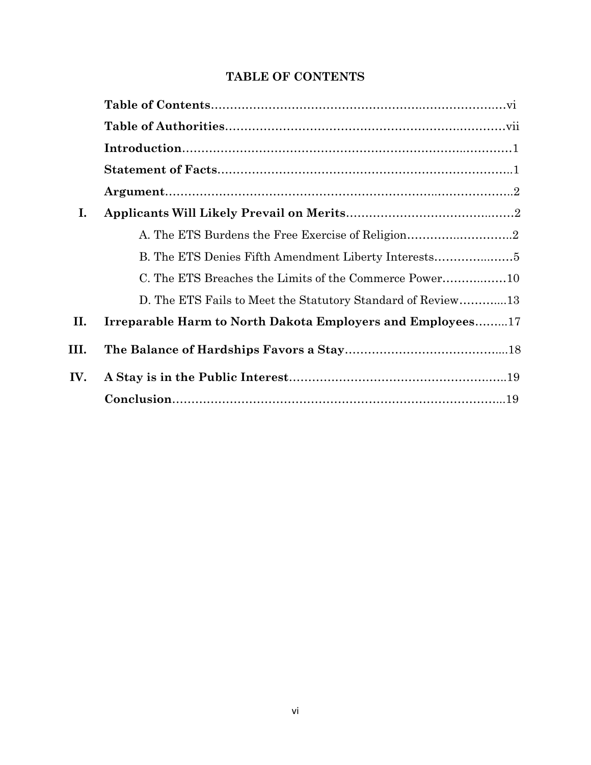# TABLE OF CONTENTS

**Table of Contents**……………………………………………………………………vi

**Table of Authorities**…………………………………………………………………vii

**Introduction**……………………………………………………………………………1

**Statement of Facts**……………………………………………………………………1

**Argument**………………………………………………………………………………2

**I. Applicants Will Likely Prevail on Merits**………………………………………2

- A. The ETS Burdens the Free Exercise of Religion………………………2
- B. The ETS Denies Fifth Amendment Liberty Interests…………………5
- C. The ETS Breaches the Limits of the Commerce Power………………10
- D. The ETS Fails to Meet the Statutory Standard of Review…………13

**II. Irreparable Harm to North Dakota Employers and Employees**………17

**III. The Balance of Hardships Favors a Stay**……………………………………18

**IV. A Stay is in the Public Interest**…………………………………………………19

**Conclusion**……………………………………………………………………………19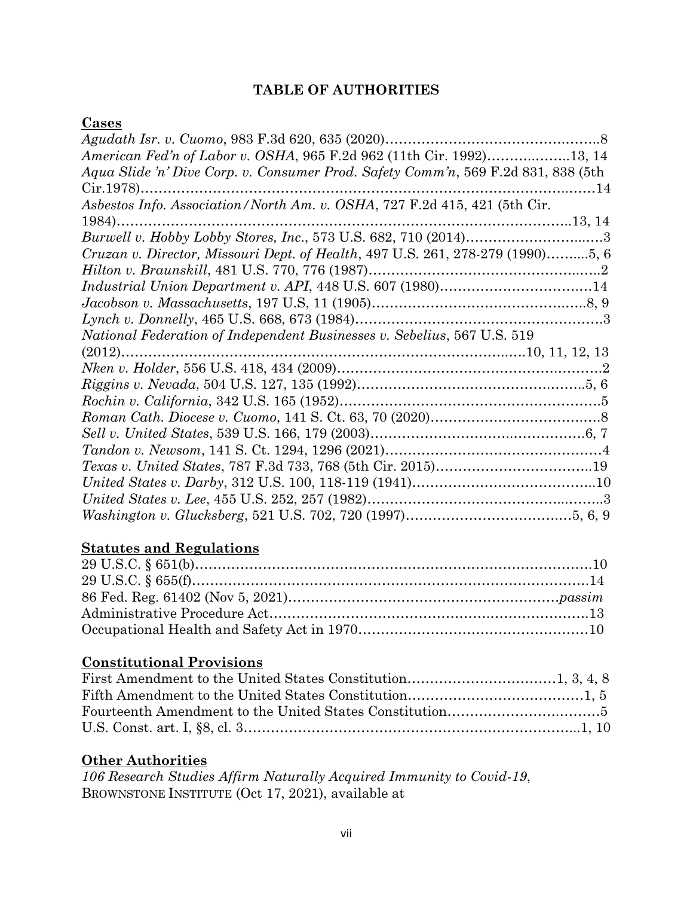# TABLE OF AUTHORITIES

## Cases

*Agudath Isr. v. Cuomo*, 983 F.3d 620, 635 (2020)…………………………………………8
*American Fed'n of Labor v. OSHA*, 965 F.2d 962 (11th Cir. 1992)………………13, 14
*Aqua Slide 'n' Dive Corp. v. Consumer Prod. Safety Comm'n*, 569 F.2d 831, 838 (5th Cir.1978)……………………………………………………………………………………14
*Asbestos Info. Association/North Am. v. OSHA*, 727 F.2d 415, 421 (5th Cir. 1984)……………………………………………………………………………………13, 14
*Burwell v. Hobby Lobby Stores, Inc.*, 573 U.S. 682, 710 (2014)…………………………3
*Cruzan v. Director, Missouri Dept. of Health*, 497 U.S. 261, 278-279 (1990)………5, 6
*Hilton v. Braunskill*, 481 U.S. 770, 776 (1987)…………………………………………2
*Industrial Union Department v. API*, 448 U.S. 607 (1980)……………………………14
*Jacobson v. Massachusetts*, 197 U.S, 11 (1905)……………………………………8, 9
*Lynch v. Donnelly*, 465 U.S. 668, 673 (1984)……………………………………………3
*National Federation of Independent Businesses v. Sebelius*, 567 U.S. 519 (2012)……………………………………………………………………………10, 11, 12, 13
*Nken v. Holder*, 556 U.S. 418, 434 (2009)………………………………………………2
*Riggins v. Nevada*, 504 U.S. 127, 135 (1992)……………………………………………5, 6
*Rochin v. California*, 342 U.S. 165 (1952)………………………………………………5
*Roman Cath. Diocese v. Cuomo*, 141 S. Ct. 63, 70 (2020)………………………………8
*Sell v. United States*, 539 U.S. 166, 179 (2003)…………………………………………6, 7
*Tandon v. Newsom*, 141 S. Ct. 1294, 1296 (2021)………………………………………4
*Texas v. United States*, 787 F.3d 733, 768 (5th Cir. 2015)……………………………19
*United States v. Darby*, 312 U.S. 100, 118-119 (1941)…………………………………10
*United States v. Lee*, 455 U.S. 252, 257 (1982)…………………………………………3
*Washington v. Glucksberg*, 521 U.S. 702, 720 (1997)…………………………………5, 6, 9

## Statutes and Regulations

29 U.S.C. § 651(b)…………………………………………………………………………10
29 U.S.C. § 655(f)……………………………………………………………………………14
86 Fed. Reg. 61402 (Nov 5, 2021)……………………………………………………*passim*
Administrative Procedure Act………………………………………………………………13
Occupational Health and Safety Act in 1970………………………………………………10

## Constitutional Provisions

First Amendment to the United States Constitution……………………………1, 3, 4, 8
Fifth Amendment to the United States Constitution…………………………………1, 5
Fourteenth Amendment to the United States Constitution……………………………5
U.S. Const. art. I, §8, cl. 3…………………………………………………………………1, 10

## Other Authorities

*106 Research Studies Affirm Naturally Acquired Immunity to Covid-19*, BROWNSTONE INSTITUTE (Oct 17, 2021), available at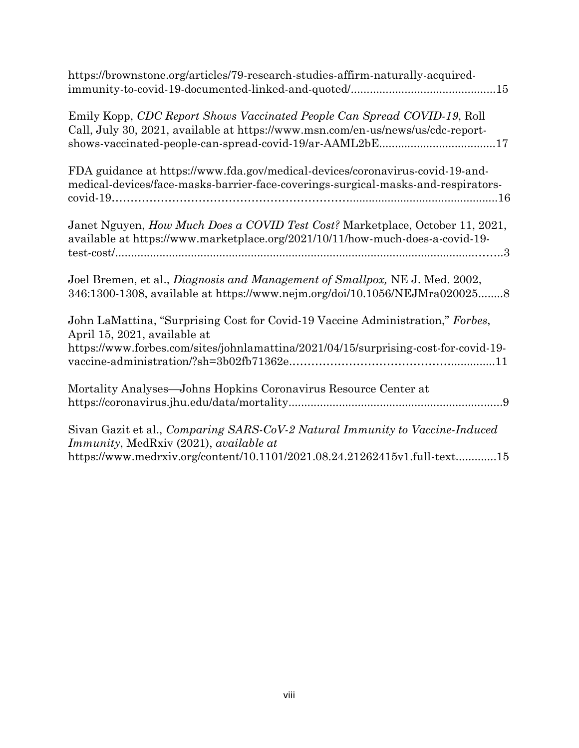https://brownstone.org/articles/79-research-studies-affirm-naturally-acquired-immunity-to-covid-19-documented-linked-and-quoted/..............................................15

Emily Kopp, *CDC Report Shows Vaccinated People Can Spread COVID-19*, Roll Call, July 30, 2021, available at https://www.msn.com/en-us/news/us/cdc-report-shows-vaccinated-people-can-spread-covid-19/ar-AAML2bE.....................................17

FDA guidance at https://www.fda.gov/medical-devices/coronavirus-covid-19-and-medical-devices/face-masks-barrier-face-coverings-surgical-masks-and-respirators-covid-19..............................................................................................................16

Janet Nguyen, *How Much Does a COVID Test Cost?* Marketplace, October 11, 2021, available at https://www.marketplace.org/2021/10/11/how-much-does-a-covid-19-test-cost/..........................................................................................................3

Joel Bremen, et al., *Diagnosis and Management of Smallpox,* NE J. Med. 2002, 346:1300-1308, available at https://www.nejm.org/doi/10.1056/NEJMra020025........8

John LaMattina, "Surprising Cost for Covid-19 Vaccine Administration," *Forbes*, April 15, 2021, available at https://www.forbes.com/sites/johnlamattina/2021/04/15/surprising-cost-for-covid-19-vaccine-administration/?sh=3b02fb71362e..........................................................11

Mortality Analyses—Johns Hopkins Coronavirus Resource Center at https://coronavirus.jhu.edu/data/mortality....................................................................9

Sivan Gazit et al., *Comparing SARS-CoV-2 Natural Immunity to Vaccine-Induced Immunity*, MedRxiv (2021), *available at* https://www.medrxiv.org/content/10.1101/2021.08.24.21262415v1.full-text.............15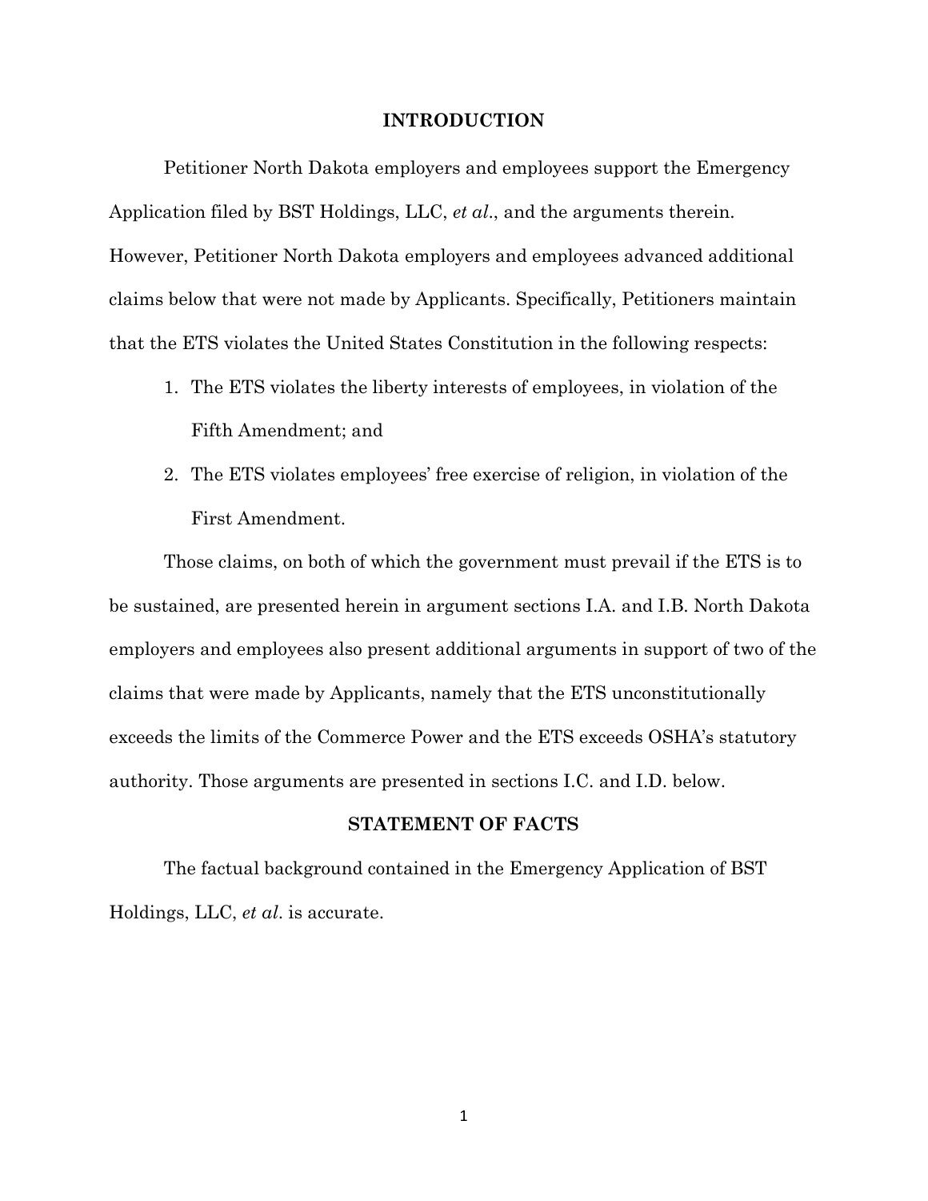## INTRODUCTION

Petitioner North Dakota employers and employees support the Emergency Application filed by BST Holdings, LLC, *et al*., and the arguments therein. However, Petitioner North Dakota employers and employees advanced additional claims below that were not made by Applicants. Specifically, Petitioners maintain that the ETS violates the United States Constitution in the following respects:

1. The ETS violates the liberty interests of employees, in violation of the Fifth Amendment; and
2. The ETS violates employees' free exercise of religion, in violation of the First Amendment.

Those claims, on both of which the government must prevail if the ETS is to be sustained, are presented herein in argument sections I.A. and I.B. North Dakota employers and employees also present additional arguments in support of two of the claims that were made by Applicants, namely that the ETS unconstitutionally exceeds the limits of the Commerce Power and the ETS exceeds OSHA's statutory authority. Those arguments are presented in sections I.C. and I.D. below.

## STATEMENT OF FACTS

The factual background contained in the Emergency Application of BST Holdings, LLC, *et al*. is accurate.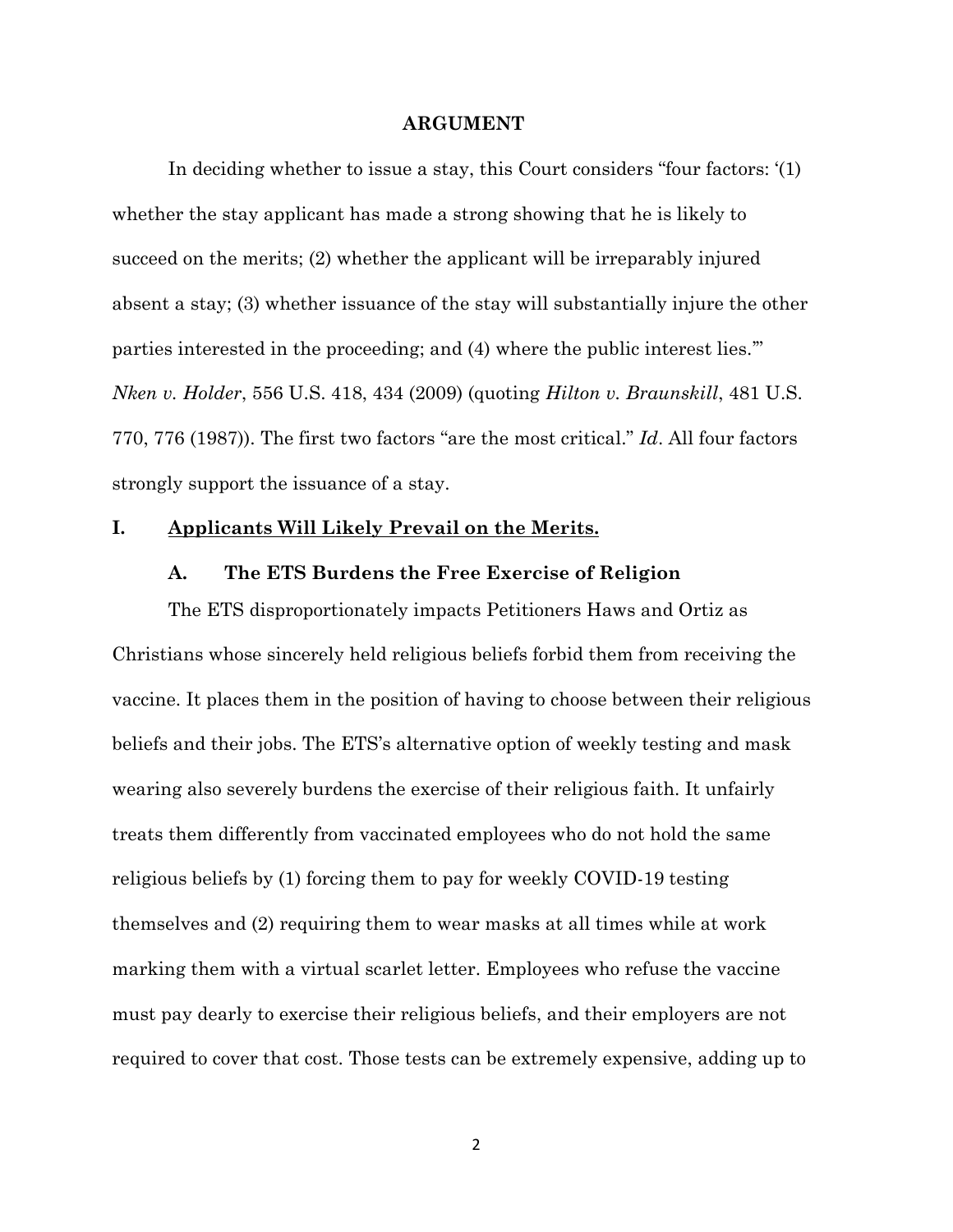## ARGUMENT

In deciding whether to issue a stay, this Court considers "four factors: '(1) whether the stay applicant has made a strong showing that he is likely to succeed on the merits; (2) whether the applicant will be irreparably injured absent a stay; (3) whether issuance of the stay will substantially injure the other parties interested in the proceeding; and (4) where the public interest lies.'" *Nken v. Holder*, 556 U.S. 418, 434 (2009) (quoting *Hilton v. Braunskill*, 481 U.S. 770, 776 (1987)). The first two factors "are the most critical." *Id*. All four factors strongly support the issuance of a stay.

### I. <u>Applicants Will Likely Prevail on the Merits.</u>

#### A. The ETS Burdens the Free Exercise of Religion

The ETS disproportionately impacts Petitioners Haws and Ortiz as Christians whose sincerely held religious beliefs forbid them from receiving the vaccine. It places them in the position of having to choose between their religious beliefs and their jobs. The ETS's alternative option of weekly testing and mask wearing also severely burdens the exercise of their religious faith. It unfairly treats them differently from vaccinated employees who do not hold the same religious beliefs by (1) forcing them to pay for weekly COVID-19 testing themselves and (2) requiring them to wear masks at all times while at work marking them with a virtual scarlet letter. Employees who refuse the vaccine must pay dearly to exercise their religious beliefs, and their employers are not required to cover that cost. Those tests can be extremely expensive, adding up to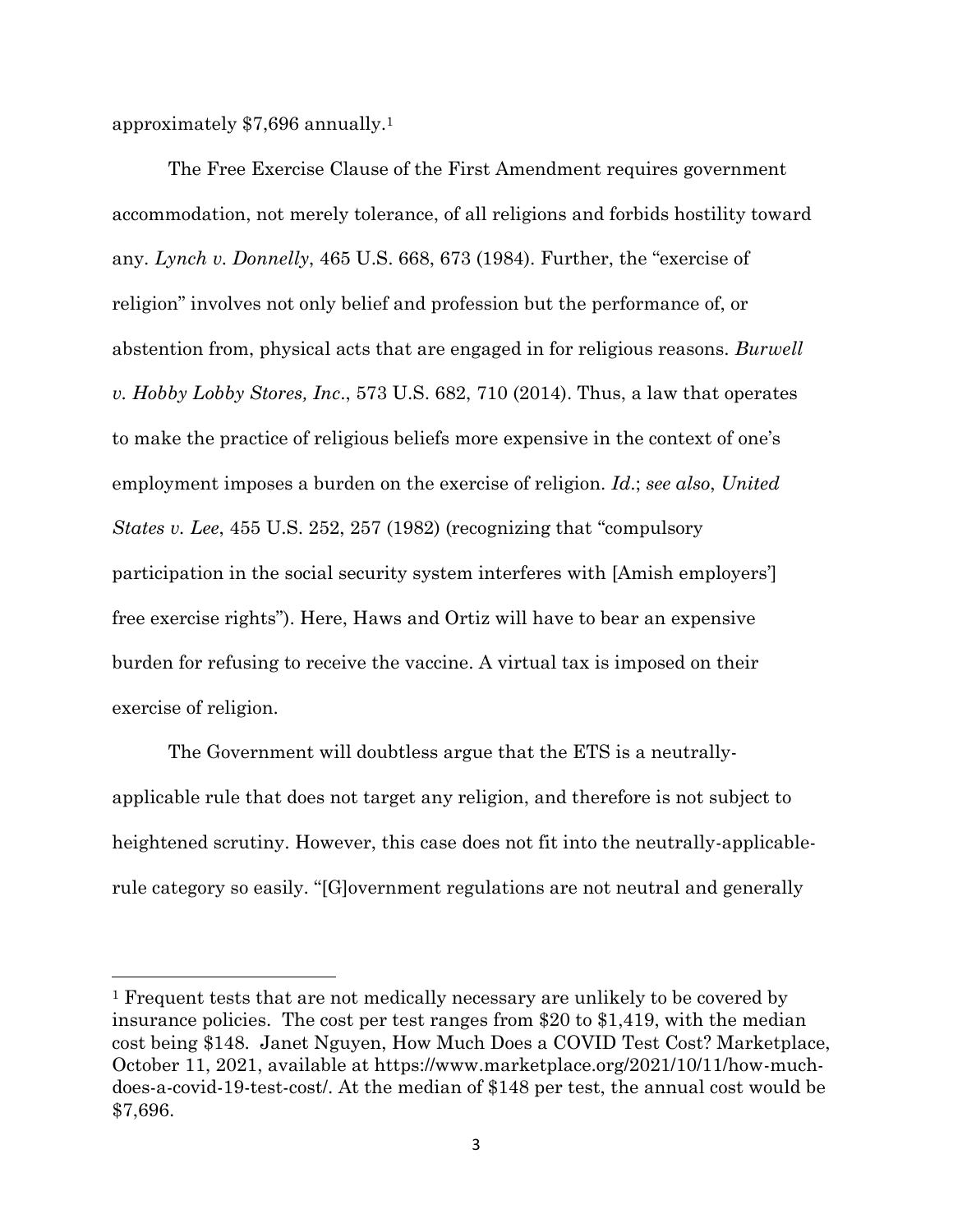approximately $7,696 annually.[1]

The Free Exercise Clause of the First Amendment requires government accommodation, not merely tolerance, of all religions and forbids hostility toward any. *Lynch v. Donnelly*, 465 U.S. 668, 673 (1984). Further, the "exercise of religion" involves not only belief and profession but the performance of, or abstention from, physical acts that are engaged in for religious reasons. *Burwell v. Hobby Lobby Stores, Inc*., 573 U.S. 682, 710 (2014). Thus, a law that operates to make the practice of religious beliefs more expensive in the context of one's employment imposes a burden on the exercise of religion. *Id*.; *see also*, *United States v. Lee*, 455 U.S. 252, 257 (1982) (recognizing that "compulsory participation in the social security system interferes with [Amish employers'] free exercise rights"). Here, Haws and Ortiz will have to bear an expensive burden for refusing to receive the vaccine. A virtual tax is imposed on their exercise of religion.

The Government will doubtless argue that the ETS is a neutrally-applicable rule that does not target any religion, and therefore is not subject to heightened scrutiny. However, this case does not fit into the neutrally-applicable-rule category so easily. "[G]overnment regulations are not neutral and generally

---

[1] Frequent tests that are not medically necessary are unlikely to be covered by insurance policies. The cost per test ranges from $20 to $1,419, with the median cost being $148. Janet Nguyen, How Much Does a COVID Test Cost? Marketplace, October 11, 2021, available at https://www.marketplace.org/2021/10/11/how-much-does-a-covid-19-test-cost/. At the median of $148 per test, the annual cost would be $7,696.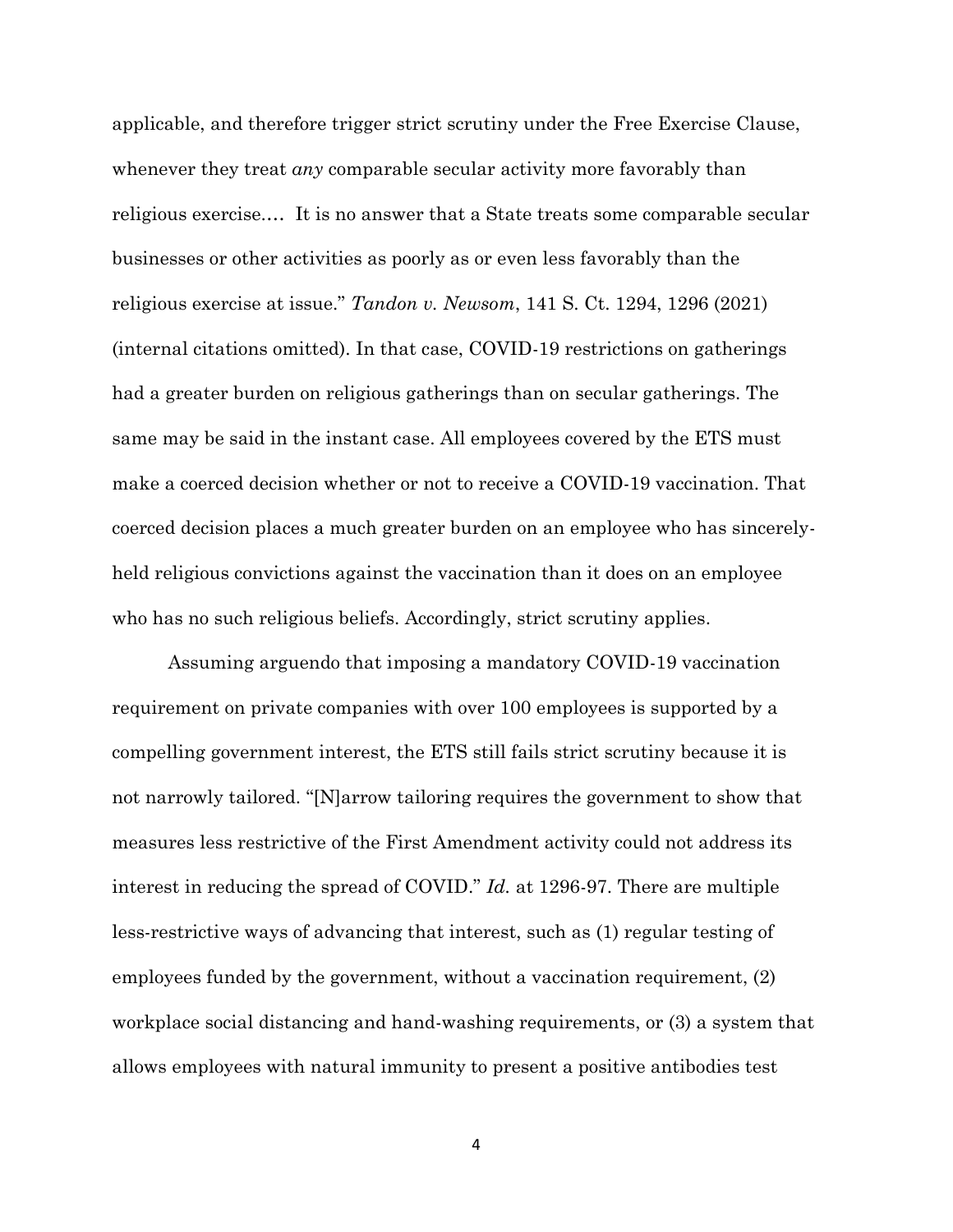applicable, and therefore trigger strict scrutiny under the Free Exercise Clause, whenever they treat *any* comparable secular activity more favorably than religious exercise.… It is no answer that a State treats some comparable secular businesses or other activities as poorly as or even less favorably than the religious exercise at issue." *Tandon v. Newsom*, 141 S. Ct. 1294, 1296 (2021) (internal citations omitted). In that case, COVID-19 restrictions on gatherings had a greater burden on religious gatherings than on secular gatherings. The same may be said in the instant case. All employees covered by the ETS must make a coerced decision whether or not to receive a COVID-19 vaccination. That coerced decision places a much greater burden on an employee who has sincerely-held religious convictions against the vaccination than it does on an employee who has no such religious beliefs. Accordingly, strict scrutiny applies.

Assuming arguendo that imposing a mandatory COVID-19 vaccination requirement on private companies with over 100 employees is supported by a compelling government interest, the ETS still fails strict scrutiny because it is not narrowly tailored. "[N]arrow tailoring requires the government to show that measures less restrictive of the First Amendment activity could not address its interest in reducing the spread of COVID." *Id.* at 1296-97. There are multiple less-restrictive ways of advancing that interest, such as (1) regular testing of employees funded by the government, without a vaccination requirement, (2) workplace social distancing and hand-washing requirements, or (3) a system that allows employees with natural immunity to present a positive antibodies test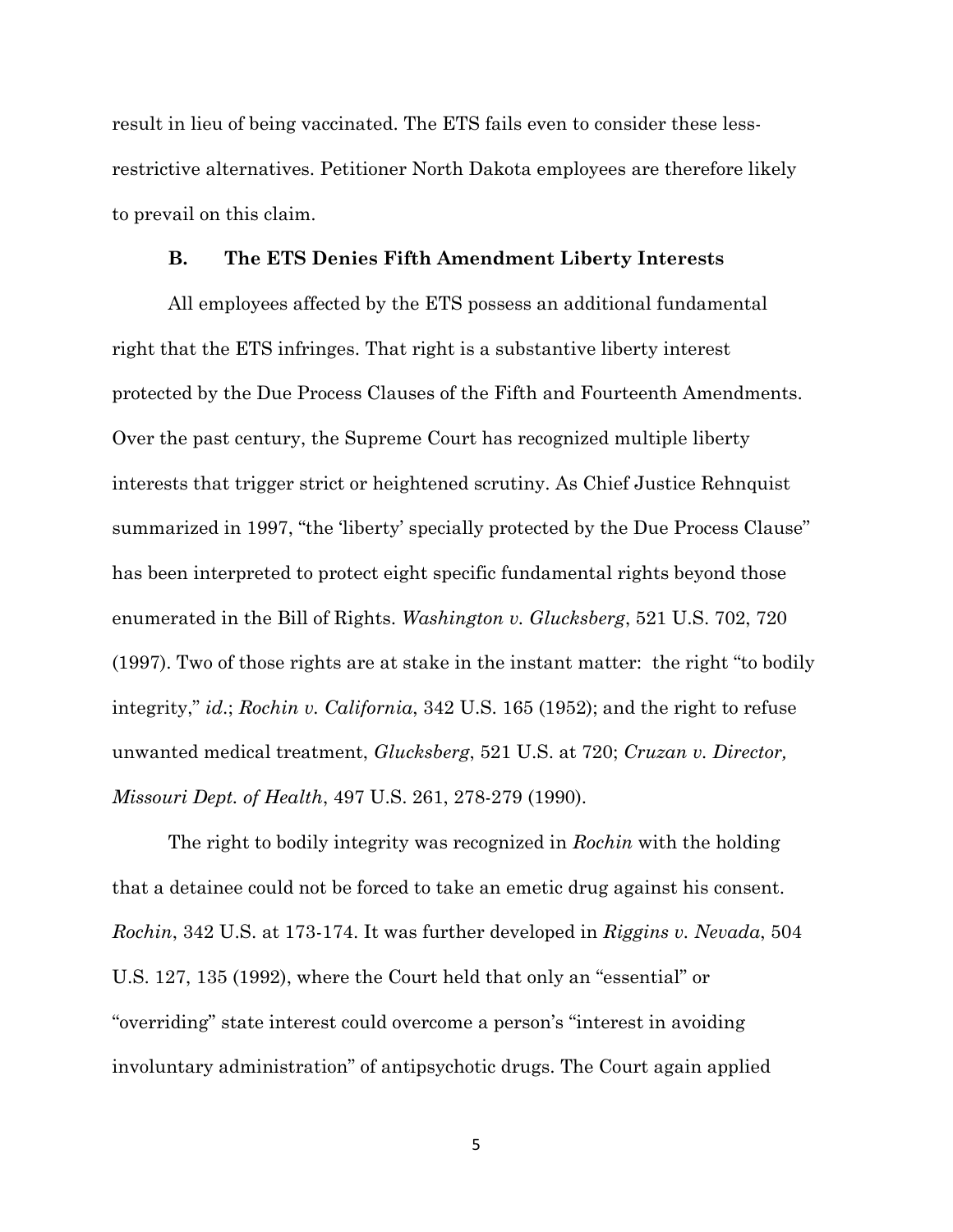result in lieu of being vaccinated. The ETS fails even to consider these less-restrictive alternatives. Petitioner North Dakota employees are therefore likely to prevail on this claim.

### B. The ETS Denies Fifth Amendment Liberty Interests

All employees affected by the ETS possess an additional fundamental right that the ETS infringes. That right is a substantive liberty interest protected by the Due Process Clauses of the Fifth and Fourteenth Amendments. Over the past century, the Supreme Court has recognized multiple liberty interests that trigger strict or heightened scrutiny. As Chief Justice Rehnquist summarized in 1997, "the 'liberty' specially protected by the Due Process Clause" has been interpreted to protect eight specific fundamental rights beyond those enumerated in the Bill of Rights. *Washington v. Glucksberg*, 521 U.S. 702, 720 (1997). Two of those rights are at stake in the instant matter: the right "to bodily integrity," *id*.; *Rochin v. California*, 342 U.S. 165 (1952); and the right to refuse unwanted medical treatment, *Glucksberg*, 521 U.S. at 720; *Cruzan v. Director, Missouri Dept. of Health*, 497 U.S. 261, 278-279 (1990).

The right to bodily integrity was recognized in *Rochin* with the holding that a detainee could not be forced to take an emetic drug against his consent. *Rochin*, 342 U.S. at 173-174. It was further developed in *Riggins v. Nevada*, 504 U.S. 127, 135 (1992), where the Court held that only an "essential" or "overriding" state interest could overcome a person's "interest in avoiding involuntary administration" of antipsychotic drugs. The Court again applied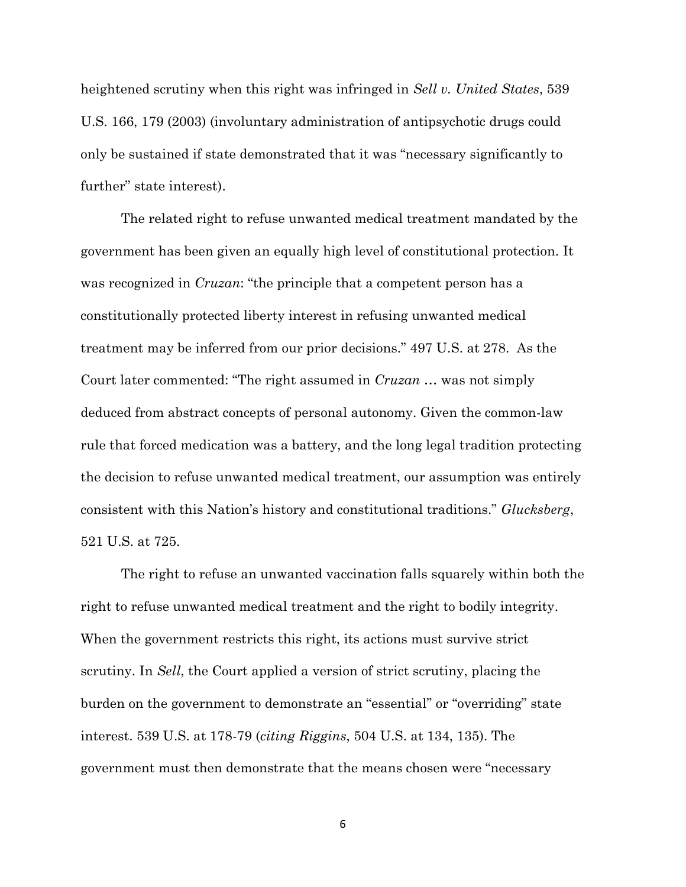heightened scrutiny when this right was infringed in *Sell v. United States*, 539 U.S. 166, 179 (2003) (involuntary administration of antipsychotic drugs could only be sustained if state demonstrated that it was "necessary significantly to further" state interest).

The related right to refuse unwanted medical treatment mandated by the government has been given an equally high level of constitutional protection. It was recognized in *Cruzan*: "the principle that a competent person has a constitutionally protected liberty interest in refusing unwanted medical treatment may be inferred from our prior decisions." 497 U.S. at 278. As the Court later commented: "The right assumed in *Cruzan* … was not simply deduced from abstract concepts of personal autonomy. Given the common-law rule that forced medication was a battery, and the long legal tradition protecting the decision to refuse unwanted medical treatment, our assumption was entirely consistent with this Nation's history and constitutional traditions." *Glucksberg*, 521 U.S. at 725.

The right to refuse an unwanted vaccination falls squarely within both the right to refuse unwanted medical treatment and the right to bodily integrity. When the government restricts this right, its actions must survive strict scrutiny. In *Sell*, the Court applied a version of strict scrutiny, placing the burden on the government to demonstrate an "essential" or "overriding" state interest. 539 U.S. at 178-79 (*citing Riggins*, 504 U.S. at 134, 135). The government must then demonstrate that the means chosen were "necessary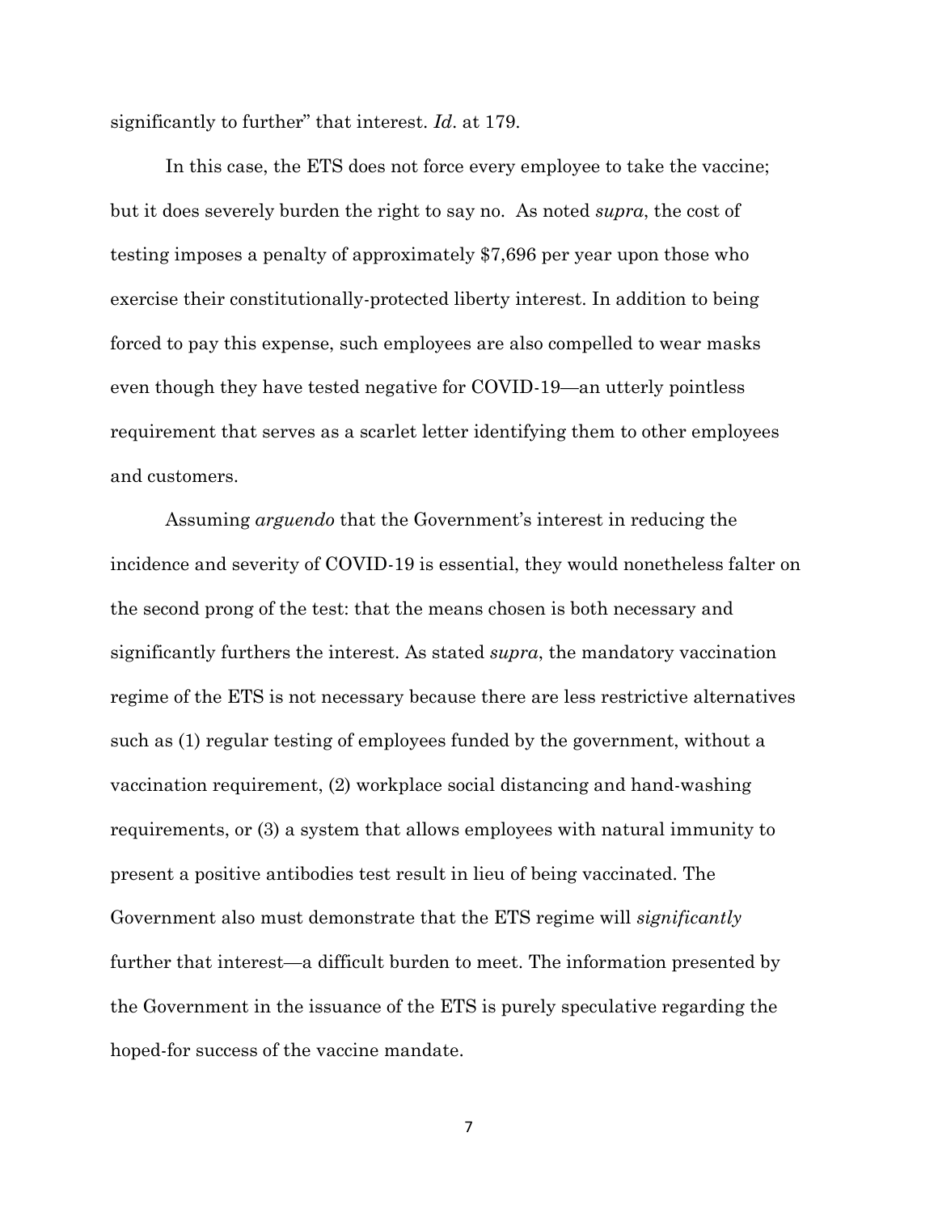significantly to further" that interest. *Id*. at 179.

In this case, the ETS does not force every employee to take the vaccine; but it does severely burden the right to say no. As noted *supra*, the cost of testing imposes a penalty of approximately $7,696 per year upon those who exercise their constitutionally-protected liberty interest. In addition to being forced to pay this expense, such employees are also compelled to wear masks even though they have tested negative for COVID-19—an utterly pointless requirement that serves as a scarlet letter identifying them to other employees and customers.

Assuming *arguendo* that the Government's interest in reducing the incidence and severity of COVID-19 is essential, they would nonetheless falter on the second prong of the test: that the means chosen is both necessary and significantly furthers the interest. As stated *supra*, the mandatory vaccination regime of the ETS is not necessary because there are less restrictive alternatives such as (1) regular testing of employees funded by the government, without a vaccination requirement, (2) workplace social distancing and hand-washing requirements, or (3) a system that allows employees with natural immunity to present a positive antibodies test result in lieu of being vaccinated. The Government also must demonstrate that the ETS regime will *significantly* further that interest—a difficult burden to meet. The information presented by the Government in the issuance of the ETS is purely speculative regarding the hoped-for success of the vaccine mandate.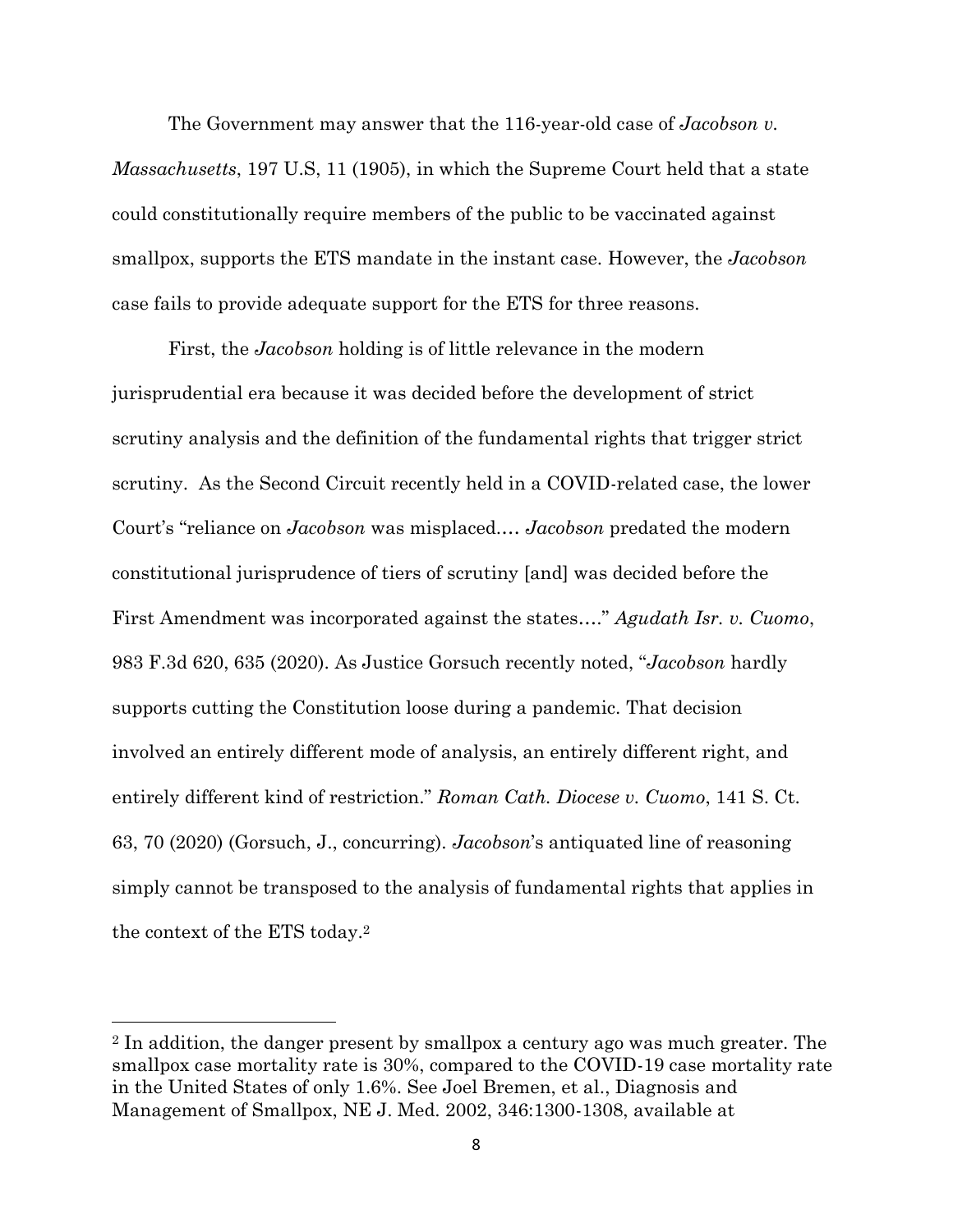The Government may answer that the 116-year-old case of *Jacobson v. Massachusetts*, 197 U.S, 11 (1905), in which the Supreme Court held that a state could constitutionally require members of the public to be vaccinated against smallpox, supports the ETS mandate in the instant case. However, the *Jacobson* case fails to provide adequate support for the ETS for three reasons.

First, the *Jacobson* holding is of little relevance in the modern jurisprudential era because it was decided before the development of strict scrutiny analysis and the definition of the fundamental rights that trigger strict scrutiny. As the Second Circuit recently held in a COVID-related case, the lower Court's "reliance on *Jacobson* was misplaced…. *Jacobson* predated the modern constitutional jurisprudence of tiers of scrutiny [and] was decided before the First Amendment was incorporated against the states…." *Agudath Isr. v. Cuomo*, 983 F.3d 620, 635 (2020). As Justice Gorsuch recently noted, "*Jacobson* hardly supports cutting the Constitution loose during a pandemic. That decision involved an entirely different mode of analysis, an entirely different right, and entirely different kind of restriction." *Roman Cath. Diocese v. Cuomo*, 141 S. Ct. 63, 70 (2020) (Gorsuch, J., concurring). *Jacobson*'s antiquated line of reasoning simply cannot be transposed to the analysis of fundamental rights that applies in the context of the ETS today.[2]

---

[2] In addition, the danger present by smallpox a century ago was much greater. The smallpox case mortality rate is 30%, compared to the COVID-19 case mortality rate in the United States of only 1.6%. See Joel Bremen, et al., Diagnosis and Management of Smallpox, NE J. Med. 2002, 346:1300-1308, available at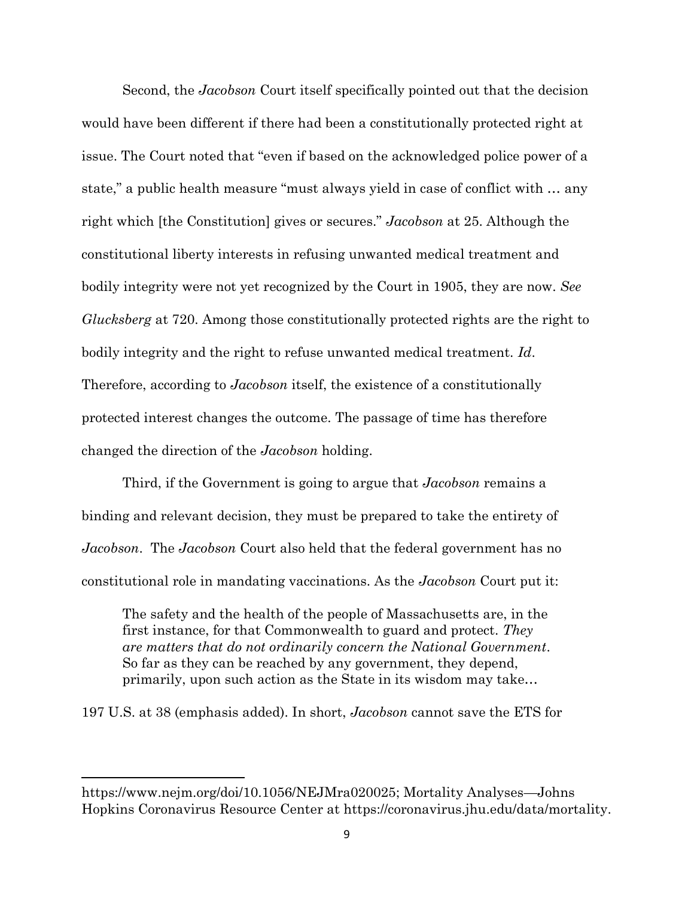Second, the *Jacobson* Court itself specifically pointed out that the decision would have been different if there had been a constitutionally protected right at issue. The Court noted that "even if based on the acknowledged police power of a state," a public health measure "must always yield in case of conflict with … any right which [the Constitution] gives or secures." *Jacobson* at 25. Although the constitutional liberty interests in refusing unwanted medical treatment and bodily integrity were not yet recognized by the Court in 1905, they are now. *See Glucksberg* at 720. Among those constitutionally protected rights are the right to bodily integrity and the right to refuse unwanted medical treatment. *Id*. Therefore, according to *Jacobson* itself, the existence of a constitutionally protected interest changes the outcome. The passage of time has therefore changed the direction of the *Jacobson* holding.

Third, if the Government is going to argue that *Jacobson* remains a binding and relevant decision, they must be prepared to take the entirety of *Jacobson*. The *Jacobson* Court also held that the federal government has no constitutional role in mandating vaccinations. As the *Jacobson* Court put it:

> The safety and the health of the people of Massachusetts are, in the first instance, for that Commonwealth to guard and protect. *They are matters that do not ordinarily concern the National Government*. So far as they can be reached by any government, they depend, primarily, upon such action as the State in its wisdom may take…

197 U.S. at 38 (emphasis added). In short, *Jacobson* cannot save the ETS for

---

https://www.nejm.org/doi/10.1056/NEJMra020025; Mortality Analyses—Johns Hopkins Coronavirus Resource Center at https://coronavirus.jhu.edu/data/mortality.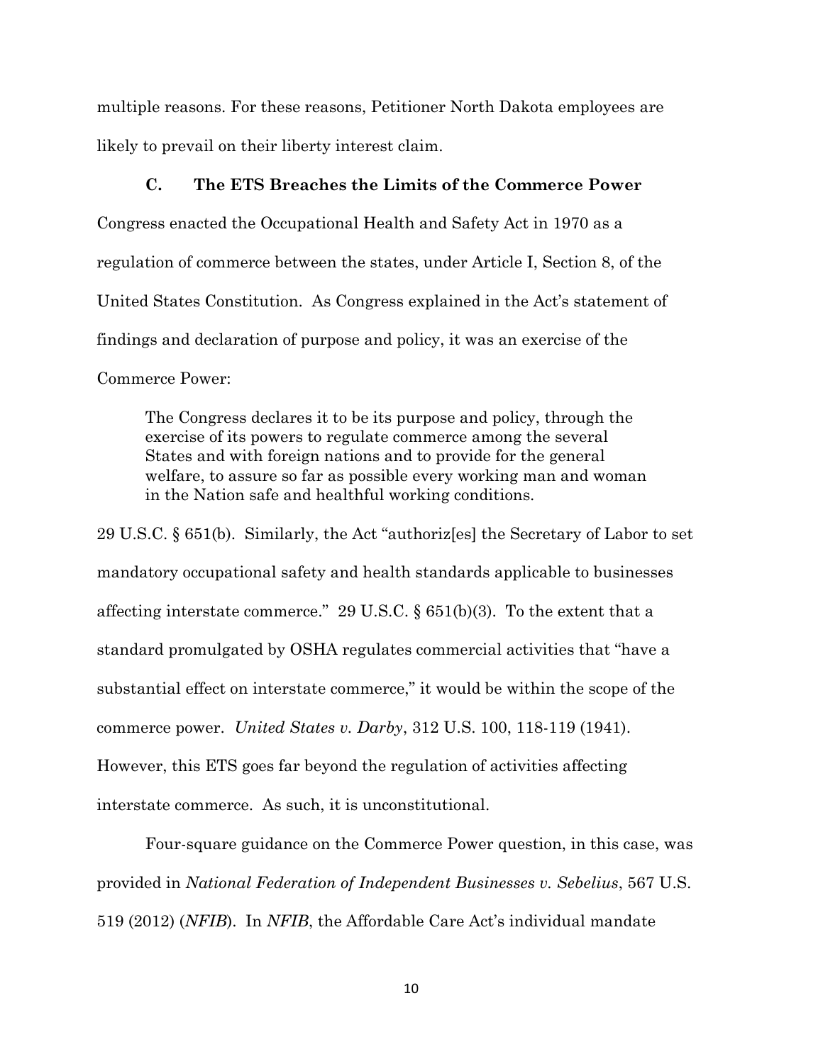multiple reasons. For these reasons, Petitioner North Dakota employees are likely to prevail on their liberty interest claim.

### C. The ETS Breaches the Limits of the Commerce Power

Congress enacted the Occupational Health and Safety Act in 1970 as a regulation of commerce between the states, under Article I, Section 8, of the United States Constitution. As Congress explained in the Act's statement of findings and declaration of purpose and policy, it was an exercise of the Commerce Power:

> The Congress declares it to be its purpose and policy, through the exercise of its powers to regulate commerce among the several States and with foreign nations and to provide for the general welfare, to assure so far as possible every working man and woman in the Nation safe and healthful working conditions.

29 U.S.C. § 651(b). Similarly, the Act "authoriz[es] the Secretary of Labor to set mandatory occupational safety and health standards applicable to businesses affecting interstate commerce." 29 U.S.C. § 651(b)(3). To the extent that a standard promulgated by OSHA regulates commercial activities that "have a substantial effect on interstate commerce," it would be within the scope of the commerce power. *United States v. Darby*, 312 U.S. 100, 118-119 (1941). However, this ETS goes far beyond the regulation of activities affecting interstate commerce. As such, it is unconstitutional.

Four-square guidance on the Commerce Power question, in this case, was provided in *National Federation of Independent Businesses v. Sebelius*, 567 U.S. 519 (2012) (*NFIB*). In *NFIB*, the Affordable Care Act's individual mandate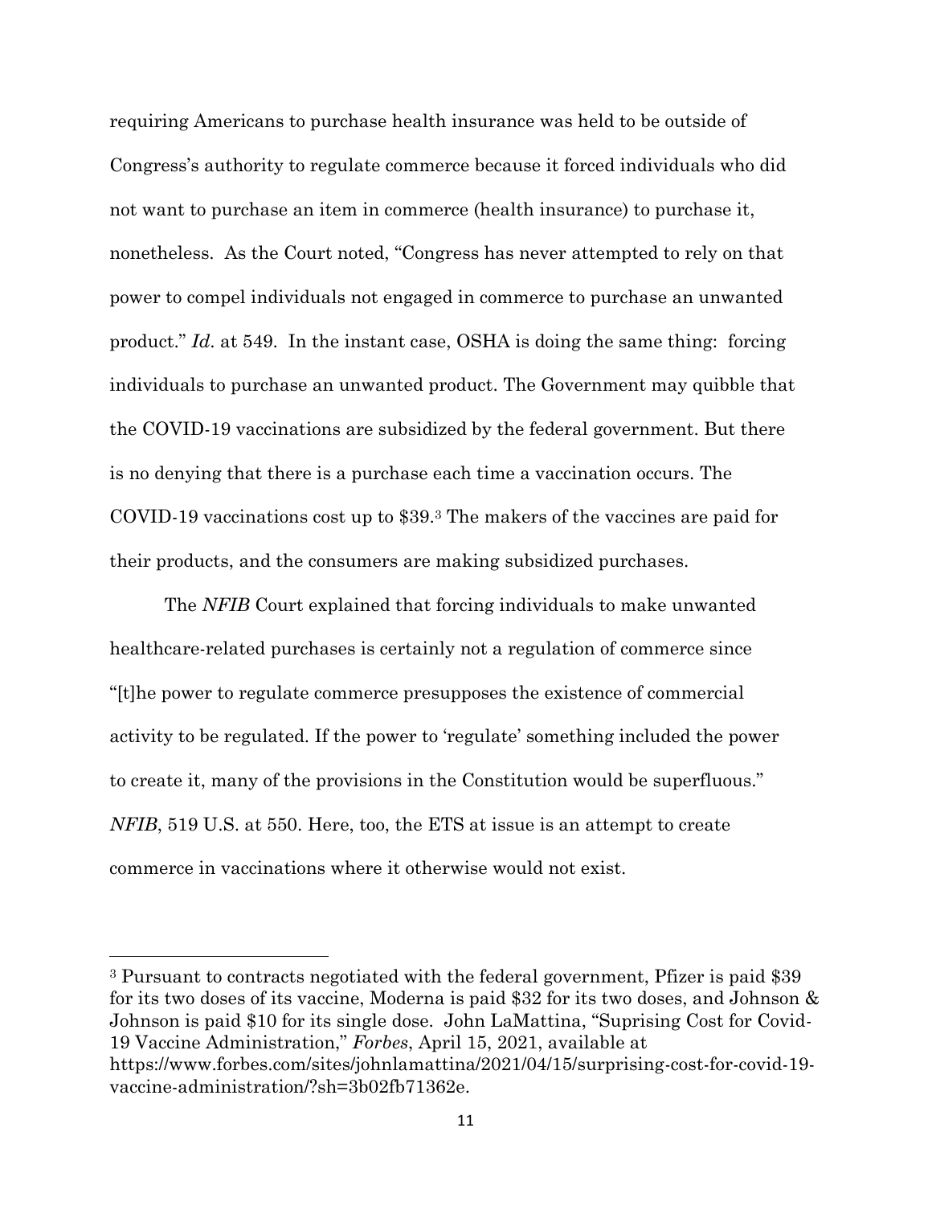requiring Americans to purchase health insurance was held to be outside of Congress's authority to regulate commerce because it forced individuals who did not want to purchase an item in commerce (health insurance) to purchase it, nonetheless. As the Court noted, "Congress has never attempted to rely on that power to compel individuals not engaged in commerce to purchase an unwanted product." *Id*. at 549. In the instant case, OSHA is doing the same thing: forcing individuals to purchase an unwanted product. The Government may quibble that the COVID-19 vaccinations are subsidized by the federal government. But there is no denying that there is a purchase each time a vaccination occurs. The COVID-19 vaccinations cost up to $39.[3] The makers of the vaccines are paid for their products, and the consumers are making subsidized purchases.

The *NFIB* Court explained that forcing individuals to make unwanted healthcare-related purchases is certainly not a regulation of commerce since "[t]he power to regulate commerce presupposes the existence of commercial activity to be regulated. If the power to 'regulate' something included the power to create it, many of the provisions in the Constitution would be superfluous." *NFIB*, 519 U.S. at 550. Here, too, the ETS at issue is an attempt to create commerce in vaccinations where it otherwise would not exist.

---

[3] Pursuant to contracts negotiated with the federal government, Pfizer is paid $39 for its two doses of its vaccine, Moderna is paid $32 for its two doses, and Johnson & Johnson is paid $10 for its single dose. John LaMattina, "Suprising Cost for Covid-19 Vaccine Administration," *Forbes*, April 15, 2021, available at https://www.forbes.com/sites/johnlamattina/2021/04/15/surprising-cost-for-covid-19-vaccine-administration/?sh=3b02fb71362e.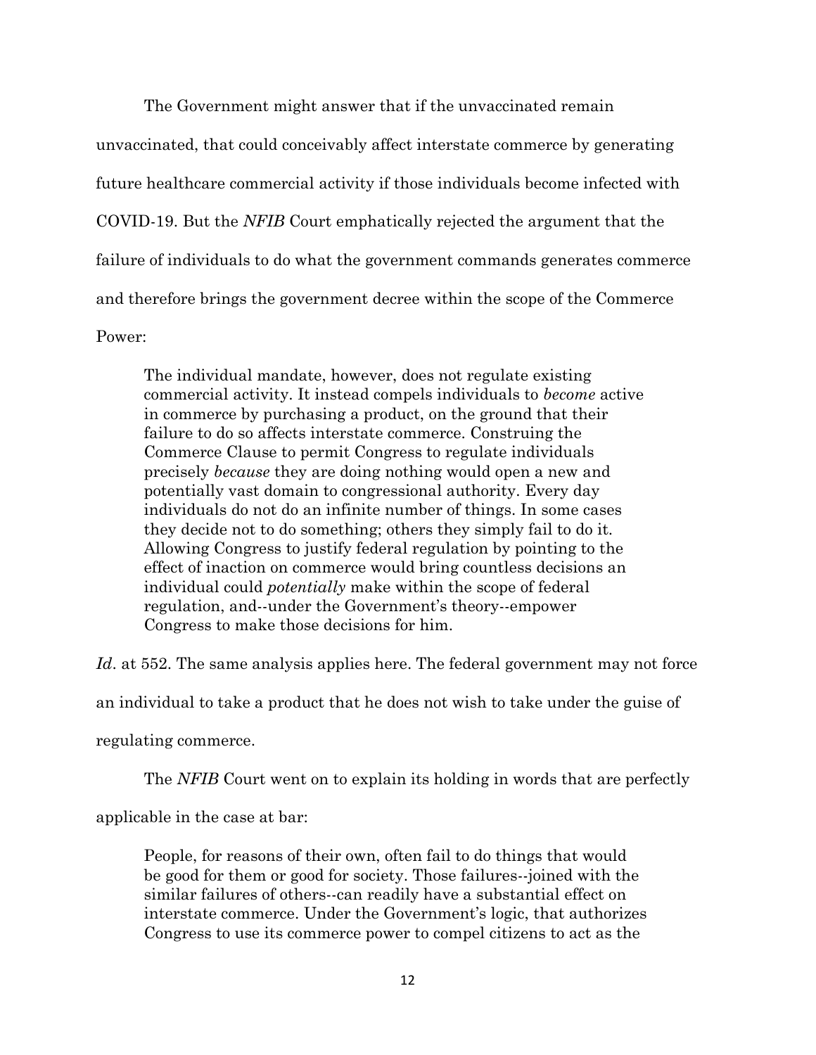The Government might answer that if the unvaccinated remain unvaccinated, that could conceivably affect interstate commerce by generating future healthcare commercial activity if those individuals become infected with COVID-19. But the *NFIB* Court emphatically rejected the argument that the failure of individuals to do what the government commands generates commerce and therefore brings the government decree within the scope of the Commerce Power:

> The individual mandate, however, does not regulate existing commercial activity. It instead compels individuals to *become* active in commerce by purchasing a product, on the ground that their failure to do so affects interstate commerce. Construing the Commerce Clause to permit Congress to regulate individuals precisely *because* they are doing nothing would open a new and potentially vast domain to congressional authority. Every day individuals do not do an infinite number of things. In some cases they decide not to do something; others they simply fail to do it. Allowing Congress to justify federal regulation by pointing to the effect of inaction on commerce would bring countless decisions an individual could *potentially* make within the scope of federal regulation, and--under the Government's theory--empower Congress to make those decisions for him.

*Id*. at 552. The same analysis applies here. The federal government may not force an individual to take a product that he does not wish to take under the guise of regulating commerce.

The *NFIB* Court went on to explain its holding in words that are perfectly applicable in the case at bar:

> People, for reasons of their own, often fail to do things that would be good for them or good for society. Those failures--joined with the similar failures of others--can readily have a substantial effect on interstate commerce. Under the Government's logic, that authorizes Congress to use its commerce power to compel citizens to act as the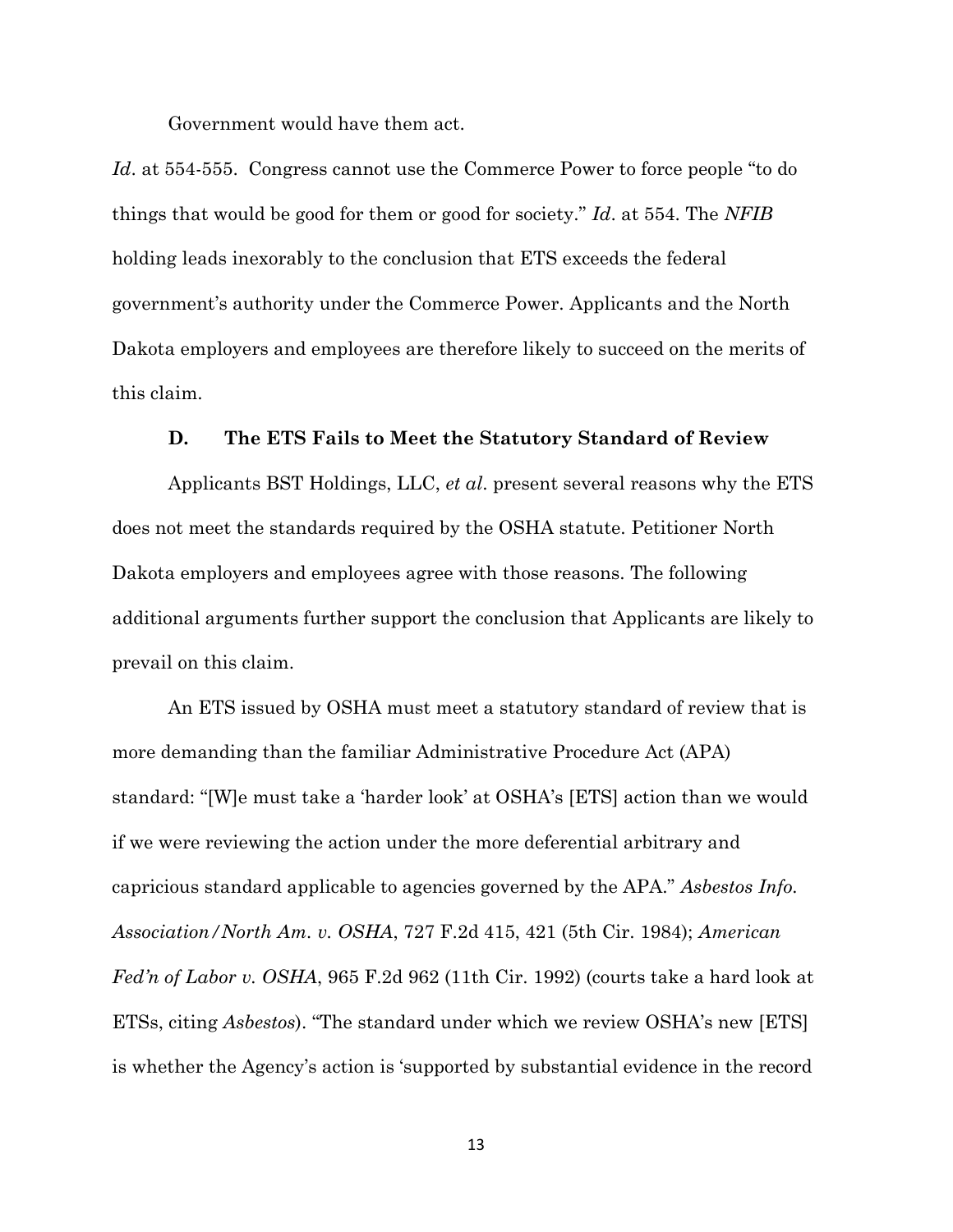Government would have them act.

*Id*. at 554-555. Congress cannot use the Commerce Power to force people "to do things that would be good for them or good for society." *Id*. at 554. The *NFIB* holding leads inexorably to the conclusion that ETS exceeds the federal government's authority under the Commerce Power. Applicants and the North Dakota employers and employees are therefore likely to succeed on the merits of this claim.

### D. The ETS Fails to Meet the Statutory Standard of Review

Applicants BST Holdings, LLC, *et al*. present several reasons why the ETS does not meet the standards required by the OSHA statute. Petitioner North Dakota employers and employees agree with those reasons. The following additional arguments further support the conclusion that Applicants are likely to prevail on this claim.

An ETS issued by OSHA must meet a statutory standard of review that is more demanding than the familiar Administrative Procedure Act (APA) standard: "[W]e must take a 'harder look' at OSHA's [ETS] action than we would if we were reviewing the action under the more deferential arbitrary and capricious standard applicable to agencies governed by the APA." *Asbestos Info. Association/North Am. v. OSHA*, 727 F.2d 415, 421 (5th Cir. 1984); *American Fed'n of Labor v. OSHA*, 965 F.2d 962 (11th Cir. 1992) (courts take a hard look at ETSs, citing *Asbestos*). "The standard under which we review OSHA's new [ETS] is whether the Agency's action is 'supported by substantial evidence in the record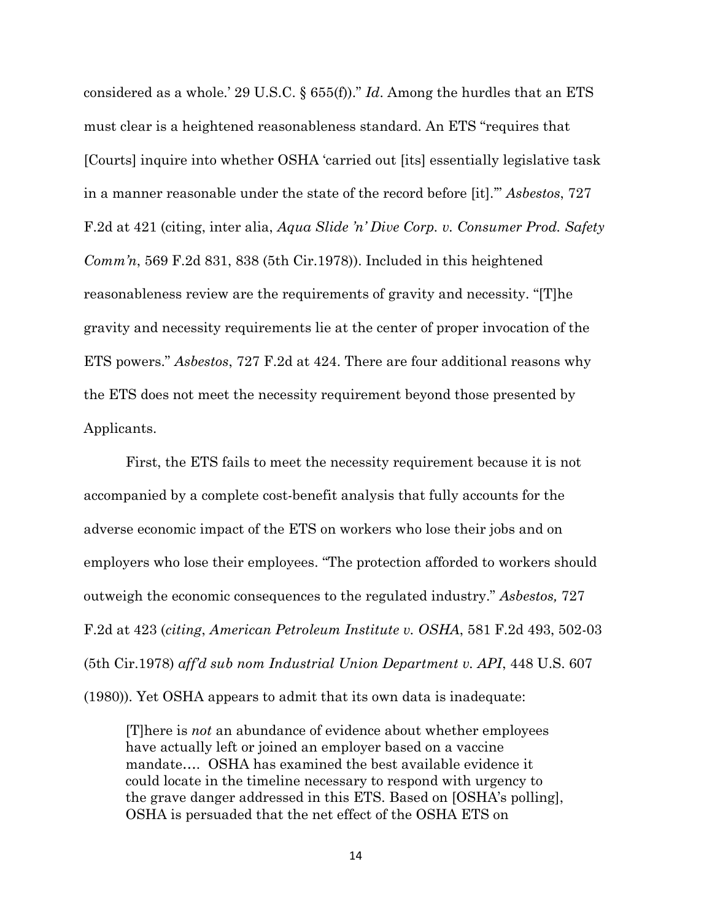considered as a whole.' 29 U.S.C. § 655(f))." *Id*. Among the hurdles that an ETS must clear is a heightened reasonableness standard. An ETS "requires that [Courts] inquire into whether OSHA 'carried out [its] essentially legislative task in a manner reasonable under the state of the record before [it].'" *Asbestos*, 727 F.2d at 421 (citing, inter alia, *Aqua Slide 'n' Dive Corp. v. Consumer Prod. Safety Comm'n*, 569 F.2d 831, 838 (5th Cir.1978)). Included in this heightened reasonableness review are the requirements of gravity and necessity. "[T]he gravity and necessity requirements lie at the center of proper invocation of the ETS powers." *Asbestos*, 727 F.2d at 424. There are four additional reasons why the ETS does not meet the necessity requirement beyond those presented by Applicants.

First, the ETS fails to meet the necessity requirement because it is not accompanied by a complete cost-benefit analysis that fully accounts for the adverse economic impact of the ETS on workers who lose their jobs and on employers who lose their employees. "The protection afforded to workers should outweigh the economic consequences to the regulated industry." *Asbestos,* 727 F.2d at 423 (*citing*, *American Petroleum Institute v. OSHA*, 581 F.2d 493, 502-03 (5th Cir.1978) *aff'd sub nom Industrial Union Department v. API*, 448 U.S. 607 (1980)). Yet OSHA appears to admit that its own data is inadequate:

> [T]here is *not* an abundance of evidence about whether employees have actually left or joined an employer based on a vaccine mandate…. OSHA has examined the best available evidence it could locate in the timeline necessary to respond with urgency to the grave danger addressed in this ETS. Based on [OSHA's polling], OSHA is persuaded that the net effect of the OSHA ETS on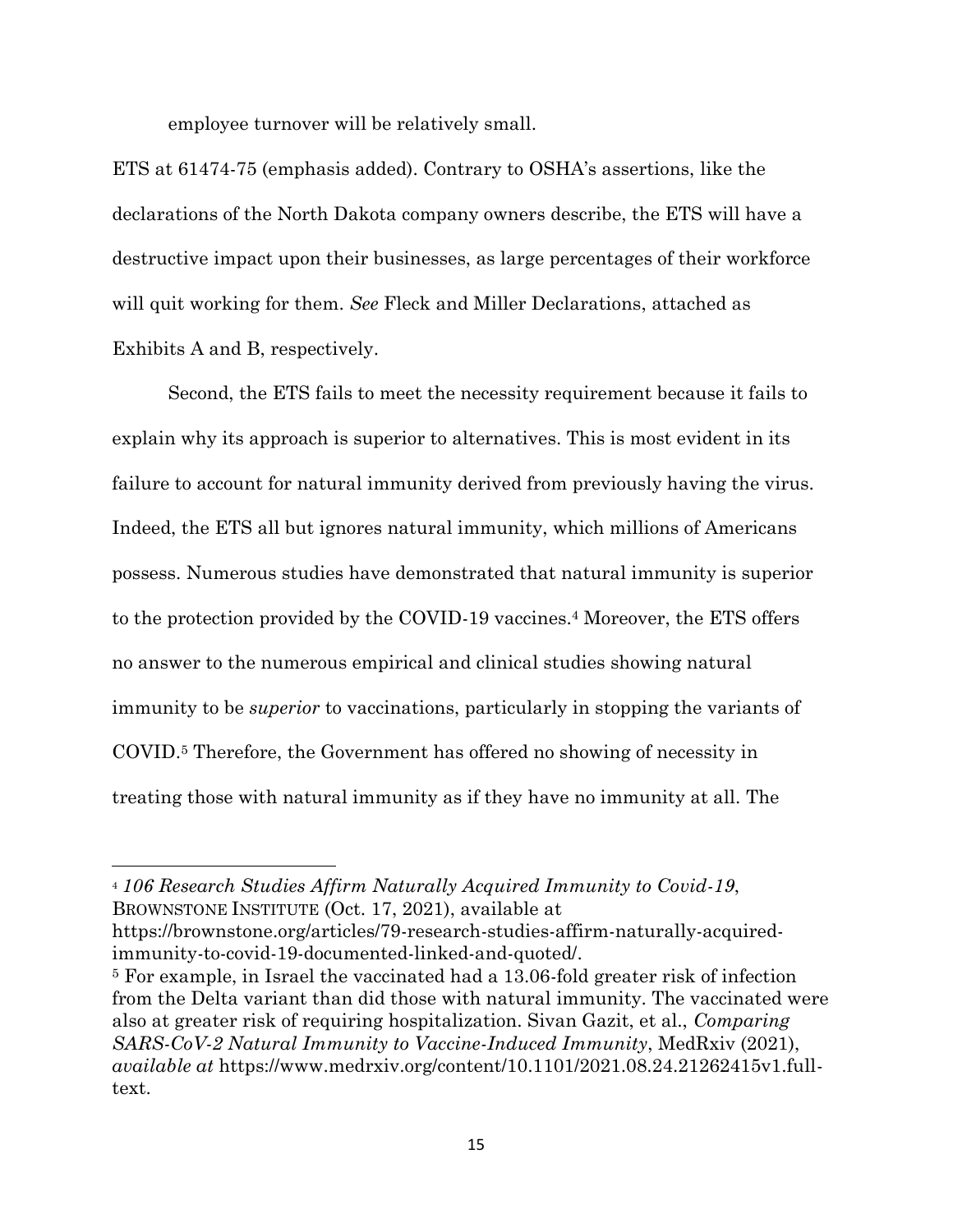employee turnover will be relatively small.

ETS at 61474-75 (emphasis added). Contrary to OSHA's assertions, like the declarations of the North Dakota company owners describe, the ETS will have a destructive impact upon their businesses, as large percentages of their workforce will quit working for them. *See* Fleck and Miller Declarations, attached as Exhibits A and B, respectively.

Second, the ETS fails to meet the necessity requirement because it fails to explain why its approach is superior to alternatives. This is most evident in its failure to account for natural immunity derived from previously having the virus. Indeed, the ETS all but ignores natural immunity, which millions of Americans possess. Numerous studies have demonstrated that natural immunity is superior to the protection provided by the COVID-19 vaccines.[4] Moreover, the ETS offers no answer to the numerous empirical and clinical studies showing natural immunity to be *superior* to vaccinations, particularly in stopping the variants of COVID.[5] Therefore, the Government has offered no showing of necessity in treating those with natural immunity as if they have no immunity at all. The

---

[4] *106 Research Studies Affirm Naturally Acquired Immunity to Covid-19*, BROWNSTONE INSTITUTE (Oct. 17, 2021), available at https://brownstone.org/articles/79-research-studies-affirm-naturally-acquired-immunity-to-covid-19-documented-linked-and-quoted/.

[5] For example, in Israel the vaccinated had a 13.06-fold greater risk of infection from the Delta variant than did those with natural immunity. The vaccinated were also at greater risk of requiring hospitalization. Sivan Gazit, et al., *Comparing SARS-CoV-2 Natural Immunity to Vaccine-Induced Immunity*, MedRxiv (2021), *available at* https://www.medrxiv.org/content/10.1101/2021.08.24.21262415v1.full-text.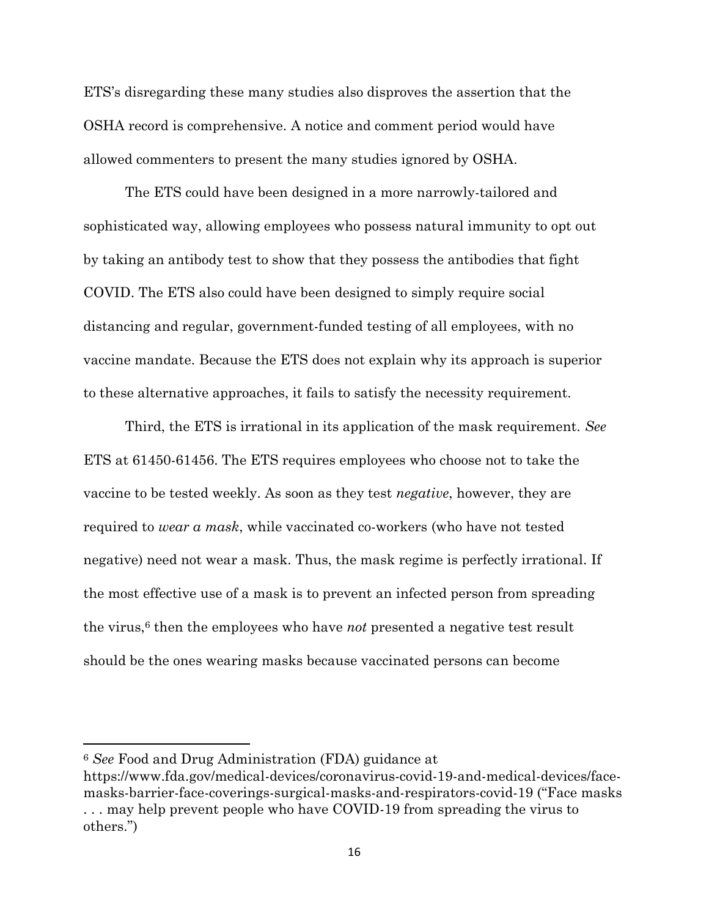ETS's disregarding these many studies also disproves the assertion that the OSHA record is comprehensive. A notice and comment period would have allowed commenters to present the many studies ignored by OSHA.

The ETS could have been designed in a more narrowly-tailored and sophisticated way, allowing employees who possess natural immunity to opt out by taking an antibody test to show that they possess the antibodies that fight COVID. The ETS also could have been designed to simply require social distancing and regular, government-funded testing of all employees, with no vaccine mandate. Because the ETS does not explain why its approach is superior to these alternative approaches, it fails to satisfy the necessity requirement.

Third, the ETS is irrational in its application of the mask requirement. *See* ETS at 61450-61456. The ETS requires employees who choose not to take the vaccine to be tested weekly. As soon as they test *negative*, however, they are required to *wear a mask*, while vaccinated co-workers (who have not tested negative) need not wear a mask. Thus, the mask regime is perfectly irrational. If the most effective use of a mask is to prevent an infected person from spreading the virus,[6] then the employees who have *not* presented a negative test result should be the ones wearing masks because vaccinated persons can become

---

[6] *See* Food and Drug Administration (FDA) guidance at https://www.fda.gov/medical-devices/coronavirus-covid-19-and-medical-devices/face-masks-barrier-face-coverings-surgical-masks-and-respirators-covid-19 ("Face masks . . . may help prevent people who have COVID-19 from spreading the virus to others.")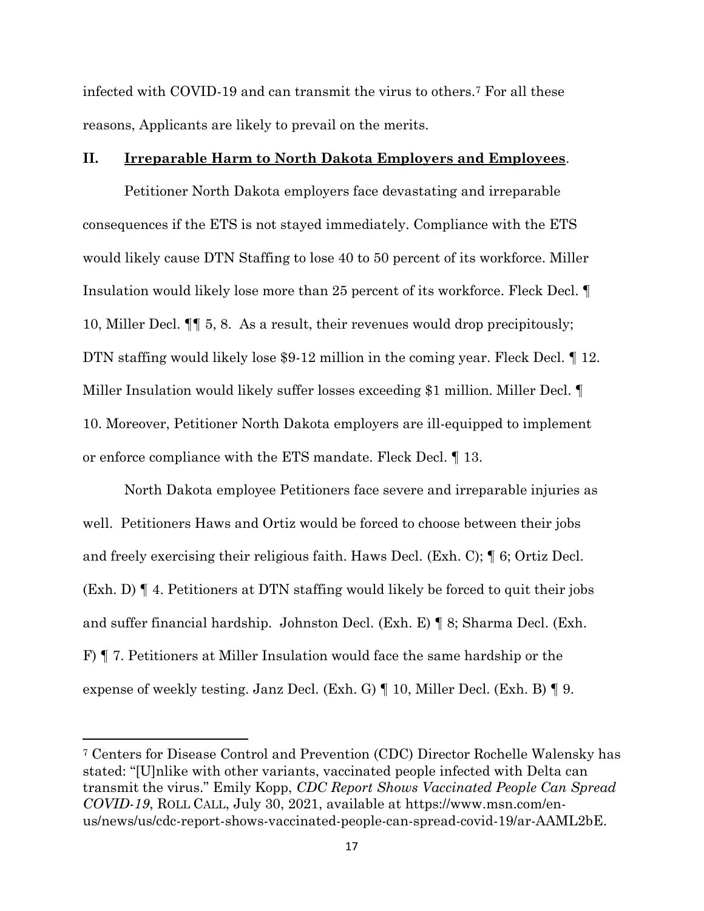infected with COVID-19 and can transmit the virus to others.[7] For all these reasons, Applicants are likely to prevail on the merits.

## II. Irreparable Harm to North Dakota Employers and Employees.

Petitioner North Dakota employers face devastating and irreparable consequences if the ETS is not stayed immediately. Compliance with the ETS would likely cause DTN Staffing to lose 40 to 50 percent of its workforce. Miller Insulation would likely lose more than 25 percent of its workforce. Fleck Decl. ¶ 10, Miller Decl. ¶¶ 5, 8. As a result, their revenues would drop precipitously; DTN staffing would likely lose $9-12 million in the coming year. Fleck Decl. ¶ 12. Miller Insulation would likely suffer losses exceeding $1 million. Miller Decl. ¶ 10. Moreover, Petitioner North Dakota employers are ill-equipped to implement or enforce compliance with the ETS mandate. Fleck Decl. ¶ 13.

North Dakota employee Petitioners face severe and irreparable injuries as well. Petitioners Haws and Ortiz would be forced to choose between their jobs and freely exercising their religious faith. Haws Decl. (Exh. C); ¶ 6; Ortiz Decl. (Exh. D) ¶ 4. Petitioners at DTN staffing would likely be forced to quit their jobs and suffer financial hardship. Johnston Decl. (Exh. E) ¶ 8; Sharma Decl. (Exh. F) ¶ 7. Petitioners at Miller Insulation would face the same hardship or the expense of weekly testing. Janz Decl. (Exh. G) ¶ 10, Miller Decl. (Exh. B) ¶ 9.

---

[7] Centers for Disease Control and Prevention (CDC) Director Rochelle Walensky has stated: "[U]nlike with other variants, vaccinated people infected with Delta can transmit the virus." Emily Kopp, *CDC Report Shows Vaccinated People Can Spread COVID-19*, ROLL CALL, July 30, 2021, available at https://www.msn.com/en-us/news/us/cdc-report-shows-vaccinated-people-can-spread-covid-19/ar-AAML2bE.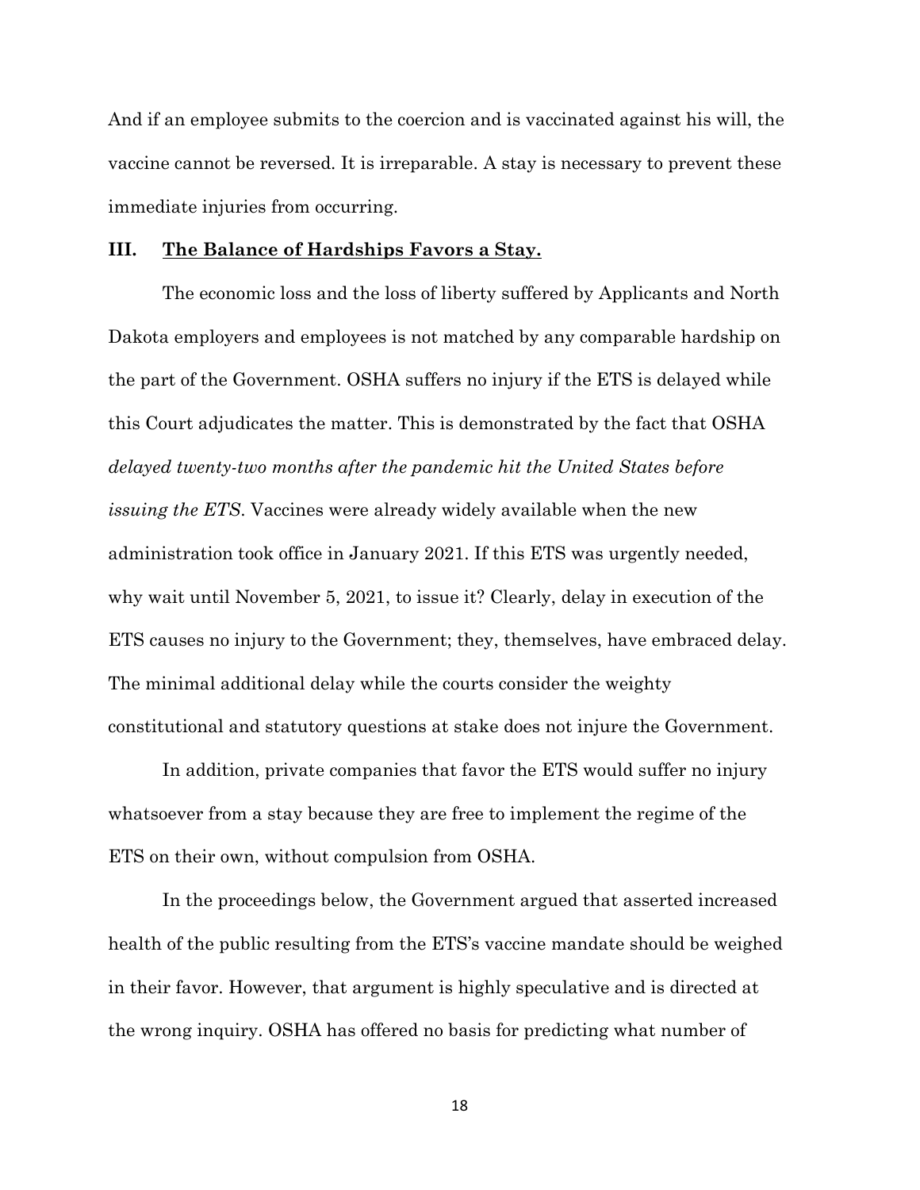And if an employee submits to the coercion and is vaccinated against his will, the vaccine cannot be reversed. It is irreparable. A stay is necessary to prevent these immediate injuries from occurring.

### III. <u>The Balance of Hardships Favors a Stay.</u>

The economic loss and the loss of liberty suffered by Applicants and North Dakota employers and employees is not matched by any comparable hardship on the part of the Government. OSHA suffers no injury if the ETS is delayed while this Court adjudicates the matter. This is demonstrated by the fact that OSHA *delayed twenty-two months after the pandemic hit the United States before issuing the ETS*. Vaccines were already widely available when the new administration took office in January 2021. If this ETS was urgently needed, why wait until November 5, 2021, to issue it? Clearly, delay in execution of the ETS causes no injury to the Government; they, themselves, have embraced delay. The minimal additional delay while the courts consider the weighty constitutional and statutory questions at stake does not injure the Government.

In addition, private companies that favor the ETS would suffer no injury whatsoever from a stay because they are free to implement the regime of the ETS on their own, without compulsion from OSHA.

In the proceedings below, the Government argued that asserted increased health of the public resulting from the ETS's vaccine mandate should be weighed in their favor. However, that argument is highly speculative and is directed at the wrong inquiry. OSHA has offered no basis for predicting what number of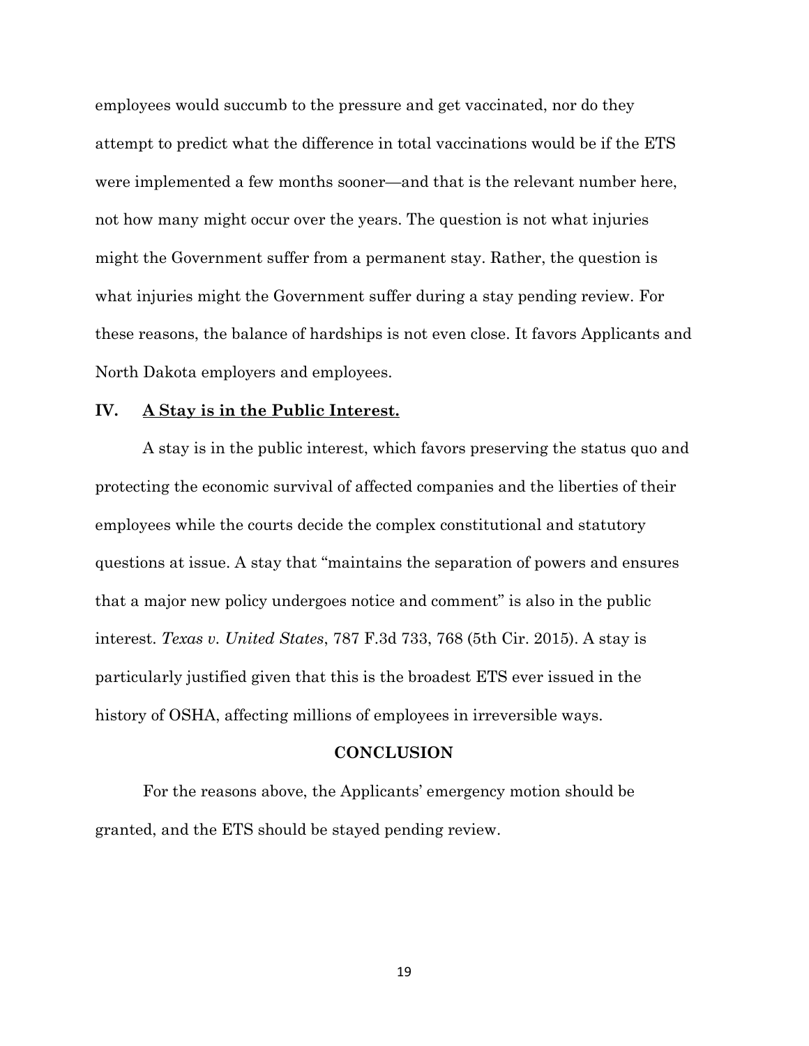employees would succumb to the pressure and get vaccinated, nor do they attempt to predict what the difference in total vaccinations would be if the ETS were implemented a few months sooner—and that is the relevant number here, not how many might occur over the years. The question is not what injuries might the Government suffer from a permanent stay. Rather, the question is what injuries might the Government suffer during a stay pending review. For these reasons, the balance of hardships is not even close. It favors Applicants and North Dakota employers and employees.

## IV. A Stay is in the Public Interest.

A stay is in the public interest, which favors preserving the status quo and protecting the economic survival of affected companies and the liberties of their employees while the courts decide the complex constitutional and statutory questions at issue. A stay that "maintains the separation of powers and ensures that a major new policy undergoes notice and comment" is also in the public interest. *Texas v. United States*, 787 F.3d 733, 768 (5th Cir. 2015). A stay is particularly justified given that this is the broadest ETS ever issued in the history of OSHA, affecting millions of employees in irreversible ways.

## CONCLUSION

For the reasons above, the Applicants' emergency motion should be granted, and the ETS should be stayed pending review.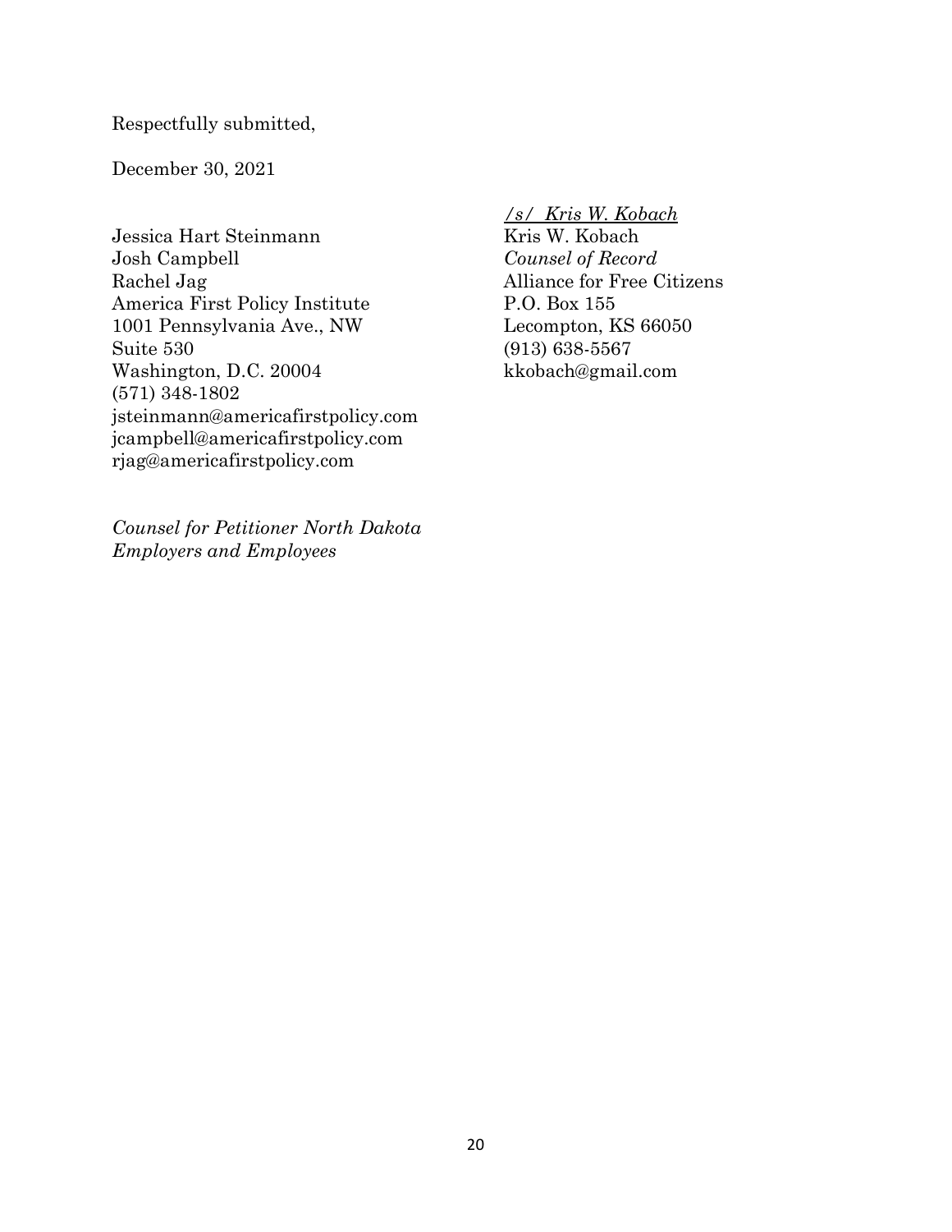Respectfully submitted,

December 30, 2021

*/s/ Kris W. Kobach*
Kris W. Kobach
*Counsel of Record*
Alliance for Free Citizens
P.O. Box 155
Lecompton, KS 66050
(913) 638-5567
kkobach@gmail.com

Jessica Hart Steinmann
Josh Campbell
Rachel Jag
America First Policy Institute
1001 Pennsylvania Ave., NW
Suite 530
Washington, D.C. 20004
(571) 348-1802
jsteinmann@americafirstpolicy.com
jcampbell@americafirstpolicy.com
rjag@americafirstpolicy.com

*Counsel for Petitioner North Dakota Employers and Employees*